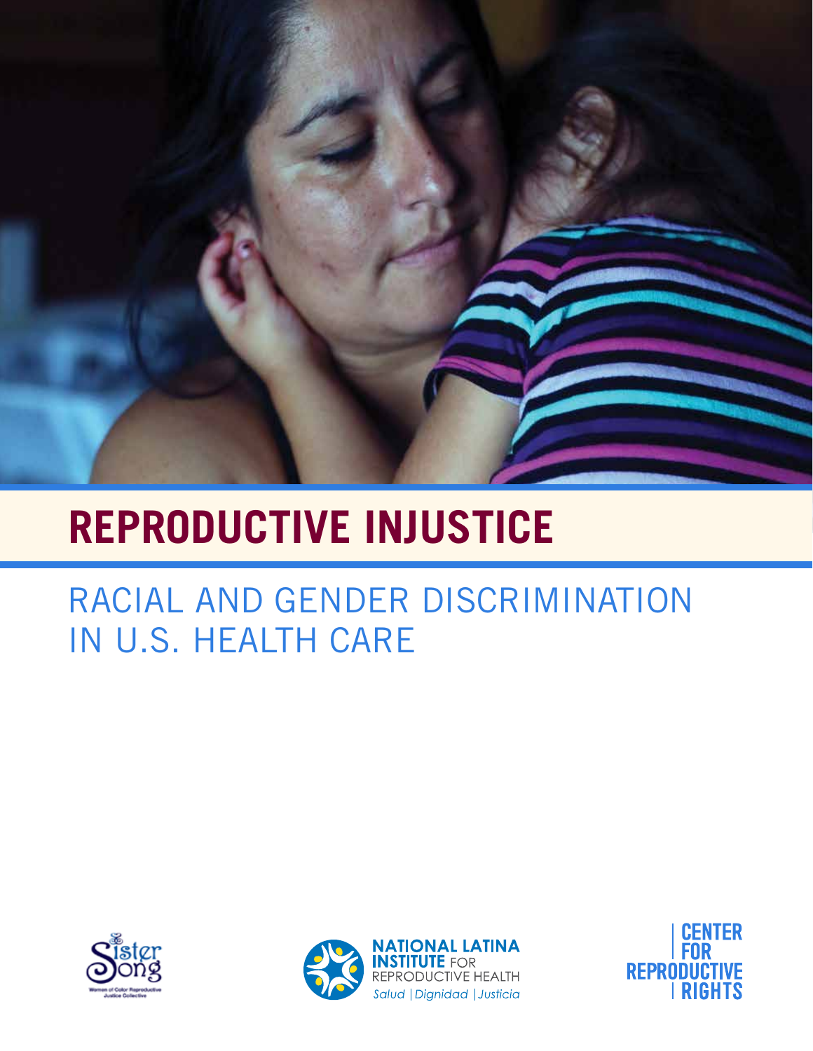# REPRODUCTIVE INJUSTICE

## RACIAL AND GENDER DISCRIMINATION IN U.S. HEALTH CARE

SisterSong Women of Color Reproductive Justice Collective

NATIONAL LATINA INSTITUTE FOR REPRODUCTIVE HEALTH
*Salud | Dignidad | Justicia*

CENTER FOR REPRODUCTIVE RIGHTS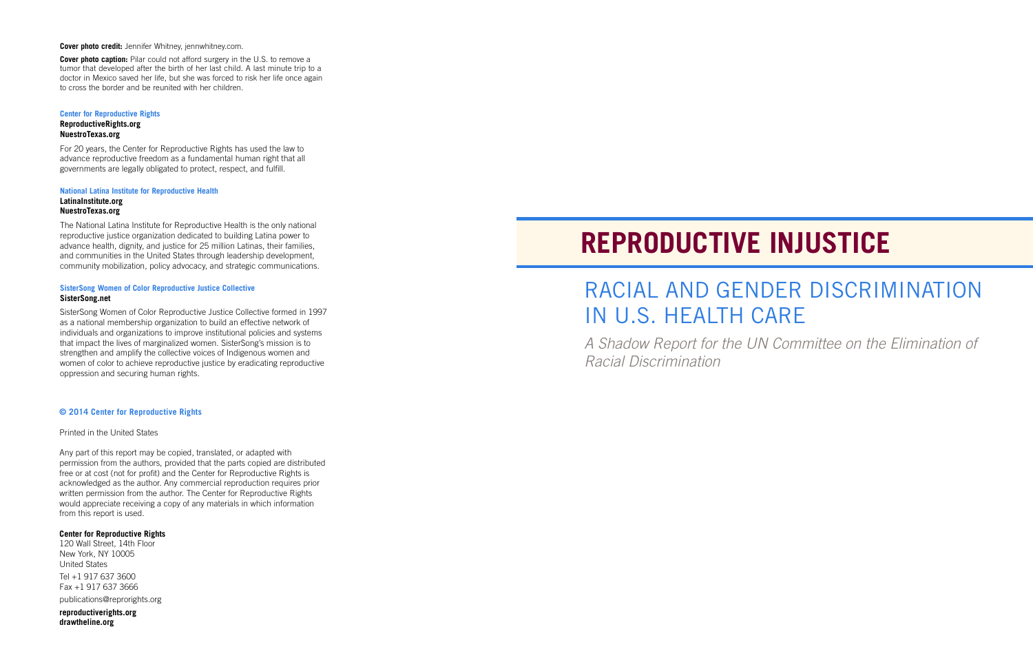**Cover photo credit:** Jennifer Whitney, jennwhitney.com.

**Cover photo caption:** Pilar could not afford surgery in the U.S. to remove a tumor that developed after the birth of her last child. A last minute trip to a doctor in Mexico saved her life, but she was forced to risk her life once again to cross the border and be reunited with her children.

**Center for Reproductive Rights**
**ReproductiveRights.org**
**NuestroTexas.org**

For 20 years, the Center for Reproductive Rights has used the law to advance reproductive freedom as a fundamental human right that all governments are legally obligated to protect, respect, and fulfill.

**National Latina Institute for Reproductive Health**
**LatinaInstitute.org**
**NuestroTexas.org**

The National Latina Institute for Reproductive Health is the only national reproductive justice organization dedicated to building Latina power to advance health, dignity, and justice for 25 million Latinas, their families, and communities in the United States through leadership development, community mobilization, policy advocacy, and strategic communications.

**SisterSong Women of Color Reproductive Justice Collective**
**SisterSong.net**

SisterSong Women of Color Reproductive Justice Collective formed in 1997 as a national membership organization to build an effective network of individuals and organizations to improve institutional policies and systems that impact the lives of marginalized women. SisterSong's mission is to strengthen and amplify the collective voices of Indigenous women and women of color to achieve reproductive justice by eradicating reproductive oppression and securing human rights.

**© 2014 Center for Reproductive Rights**

Printed in the United States

Any part of this report may be copied, translated, or adapted with permission from the authors, provided that the parts copied are distributed free or at cost (not for profit) and the Center for Reproductive Rights is acknowledged as the author. Any commercial reproduction requires prior written permission from the author. The Center for Reproductive Rights would appreciate receiving a copy of any materials in which information from this report is used.

**Center for Reproductive Rights**
120 Wall Street, 14th Floor
New York, NY 10005
United States
Tel +1 917 637 3600
Fax +1 917 637 3666
publications@reprorights.org

**reproductiverights.org**
**drawtheline.org**

# REPRODUCTIVE INJUSTICE

## RACIAL AND GENDER DISCRIMINATION IN U.S. HEALTH CARE

*A Shadow Report for the UN Committee on the Elimination of Racial Discrimination*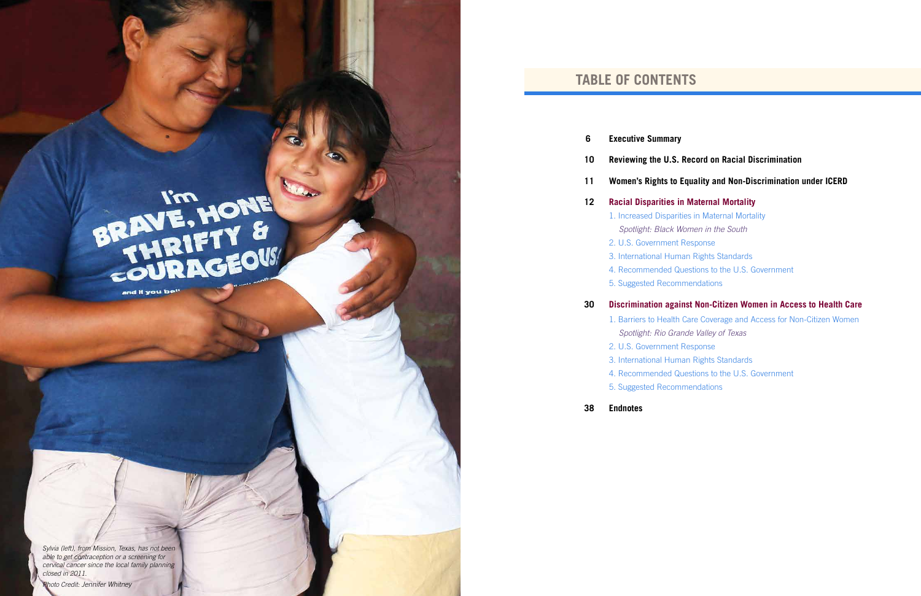Sylvia (left), from Mission, Texas, has not been able to get contraception or a screening for cervical cancer since the local family planning closed in 2011.

Photo Credit: Jennifer Whitney

# TABLE OF CONTENTS

6 **Executive Summary**

10 **Reviewing the U.S. Record on Racial Discrimination**

11 **Women's Rights to Equality and Non-Discrimination under ICERD**

12 **Racial Disparities in Maternal Mortality**

1. Increased Disparities in Maternal Mortality
   *Spotlight: Black Women in the South*
2. U.S. Government Response
3. International Human Rights Standards
4. Recommended Questions to the U.S. Government
5. Suggested Recommendations

30 **Discrimination against Non-Citizen Women in Access to Health Care**

1. Barriers to Health Care Coverage and Access for Non-Citizen Women
   *Spotlight: Rio Grande Valley of Texas*
2. U.S. Government Response
3. International Human Rights Standards
4. Recommended Questions to the U.S. Government
5. Suggested Recommendations

38 **Endnotes**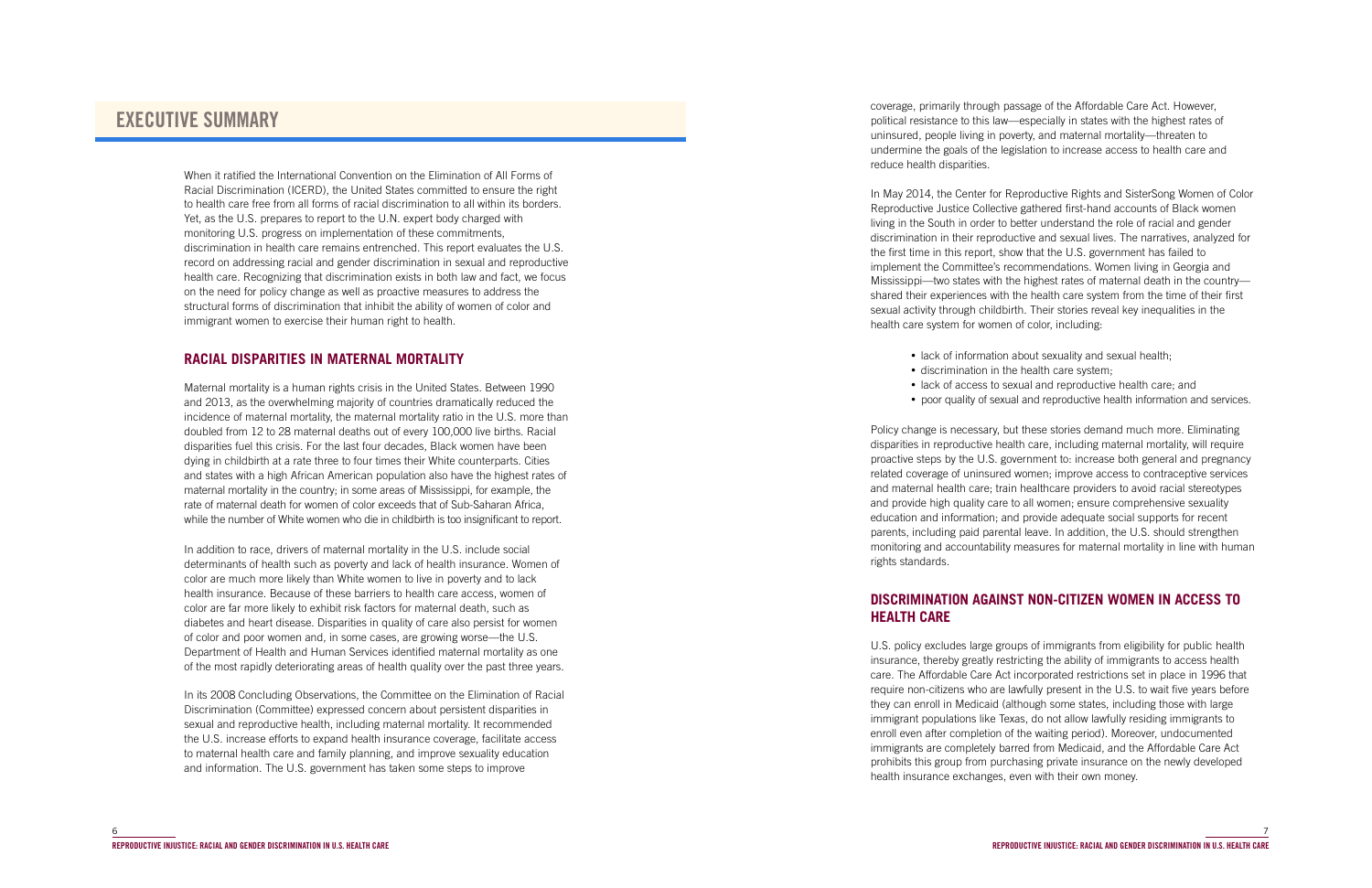# EXECUTIVE SUMMARY

When it ratified the International Convention on the Elimination of All Forms of Racial Discrimination (ICERD), the United States committed to ensure the right to health care free from all forms of racial discrimination to all within its borders. Yet, as the U.S. prepares to report to the U.N. expert body charged with monitoring U.S. progress on implementation of these commitments, discrimination in health care remains entrenched. This report evaluates the U.S. record on addressing racial and gender discrimination in sexual and reproductive health care. Recognizing that discrimination exists in both law and fact, we focus on the need for policy change as well as proactive measures to address the structural forms of discrimination that inhibit the ability of women of color and immigrant women to exercise their human right to health.

## RACIAL DISPARITIES IN MATERNAL MORTALITY

Maternal mortality is a human rights crisis in the United States. Between 1990 and 2013, as the overwhelming majority of countries dramatically reduced the incidence of maternal mortality, the maternal mortality ratio in the U.S. more than doubled from 12 to 28 maternal deaths out of every 100,000 live births. Racial disparities fuel this crisis. For the last four decades, Black women have been dying in childbirth at a rate three to four times their White counterparts. Cities and states with a high African American population also have the highest rates of maternal mortality in the country; in some areas of Mississippi, for example, the rate of maternal death for women of color exceeds that of Sub-Saharan Africa, while the number of White women who die in childbirth is too insignificant to report.

In addition to race, drivers of maternal mortality in the U.S. include social determinants of health such as poverty and lack of health insurance. Women of color are much more likely than White women to live in poverty and to lack health insurance. Because of these barriers to health care access, women of color are far more likely to exhibit risk factors for maternal death, such as diabetes and heart disease. Disparities in quality of care also persist for women of color and poor women and, in some cases, are growing worse—the U.S. Department of Health and Human Services identified maternal mortality as one of the most rapidly deteriorating areas of health quality over the past three years.

In its 2008 Concluding Observations, the Committee on the Elimination of Racial Discrimination (Committee) expressed concern about persistent disparities in sexual and reproductive health, including maternal mortality. It recommended the U.S. increase efforts to expand health insurance coverage, facilitate access to maternal health care and family planning, and improve sexuality education and information. The U.S. government has taken some steps to improve coverage, primarily through passage of the Affordable Care Act. However, political resistance to this law—especially in states with the highest rates of uninsured, people living in poverty, and maternal mortality—threaten to undermine the goals of the legislation to increase access to health care and reduce health disparities.

In May 2014, the Center for Reproductive Rights and SisterSong Women of Color Reproductive Justice Collective gathered first-hand accounts of Black women living in the South in order to better understand the role of racial and gender discrimination in their reproductive and sexual lives. The narratives, analyzed for the first time in this report, show that the U.S. government has failed to implement the Committee's recommendations. Women living in Georgia and Mississippi—two states with the highest rates of maternal death in the country—shared their experiences with the health care system from the time of their first sexual activity through childbirth. Their stories reveal key inequalities in the health care system for women of color, including:

- lack of information about sexuality and sexual health;
- discrimination in the health care system;
- lack of access to sexual and reproductive health care; and
- poor quality of sexual and reproductive health information and services.

Policy change is necessary, but these stories demand much more. Eliminating disparities in reproductive health care, including maternal mortality, will require proactive steps by the U.S. government to: increase both general and pregnancy related coverage of uninsured women; improve access to contraceptive services and maternal health care; train healthcare providers to avoid racial stereotypes and provide high quality care to all women; ensure comprehensive sexuality education and information; and provide adequate social supports for recent parents, including paid parental leave. In addition, the U.S. should strengthen monitoring and accountability measures for maternal mortality in line with human rights standards.

## DISCRIMINATION AGAINST NON-CITIZEN WOMEN IN ACCESS TO HEALTH CARE

U.S. policy excludes large groups of immigrants from eligibility for public health insurance, thereby greatly restricting the ability of immigrants to access health care. The Affordable Care Act incorporated restrictions set in place in 1996 that require non-citizens who are lawfully present in the U.S. to wait five years before they can enroll in Medicaid (although some states, including those with large immigrant populations like Texas, do not allow lawfully residing immigrants to enroll even after completion of the waiting period). Moreover, undocumented immigrants are completely barred from Medicaid, and the Affordable Care Act prohibits this group from purchasing private insurance on the newly developed health insurance exchanges, even with their own money.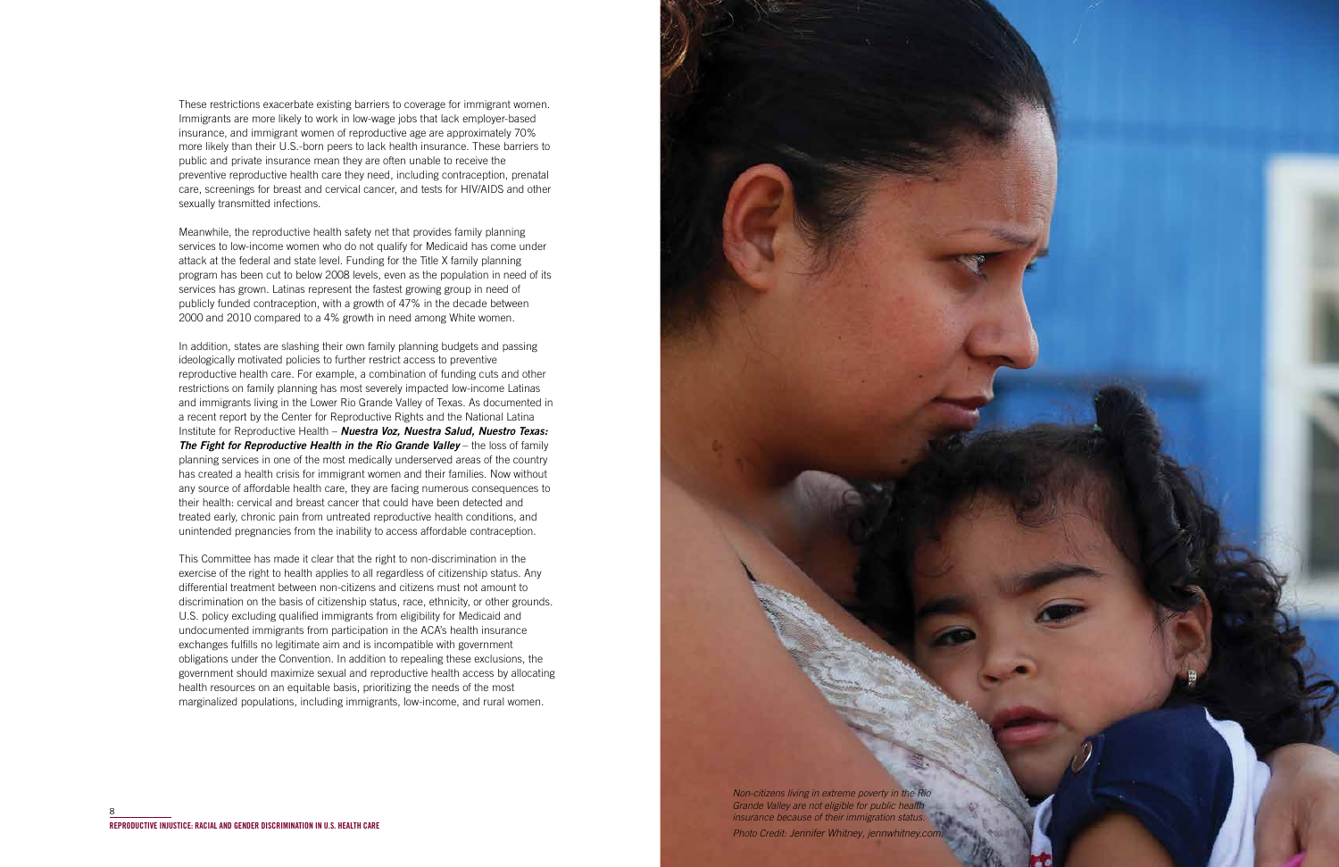These restrictions exacerbate existing barriers to coverage for immigrant women. Immigrants are more likely to work in low-wage jobs that lack employer-based insurance, and immigrant women of reproductive age are approximately 70% more likely than their U.S.-born peers to lack health insurance. These barriers to public and private insurance mean they are often unable to receive the preventive reproductive health care they need, including contraception, prenatal care, screenings for breast and cervical cancer, and tests for HIV/AIDS and other sexually transmitted infections.

Meanwhile, the reproductive health safety net that provides family planning services to low-income women who do not qualify for Medicaid has come under attack at the federal and state level. Funding for the Title X family planning program has been cut to below 2008 levels, even as the population in need of its services has grown. Latinas represent the fastest growing group in need of publicly funded contraception, with a growth of 47% in the decade between 2000 and 2010 compared to a 4% growth in need among White women.

In addition, states are slashing their own family planning budgets and passing ideologically motivated policies to further restrict access to preventive reproductive health care. For example, a combination of funding cuts and other restrictions on family planning has most severely impacted low-income Latinas and immigrants living in the Lower Rio Grande Valley of Texas. As documented in a recent report by the Center for Reproductive Rights and the National Latina Institute for Reproductive Health – ***Nuestra Voz, Nuestra Salud, Nuestro Texas: The Fight for Reproductive Health in the Rio Grande Valley*** – the loss of family planning services in one of the most medically underserved areas of the country has created a health crisis for immigrant women and their families. Now without any source of affordable health care, they are facing numerous consequences to their health: cervical and breast cancer that could have been detected and treated early, chronic pain from untreated reproductive health conditions, and unintended pregnancies from the inability to access affordable contraception.

This Committee has made it clear that the right to non-discrimination in the exercise of the right to health applies to all regardless of citizenship status. Any differential treatment between non-citizens and citizens must not amount to discrimination on the basis of citizenship status, race, ethnicity, or other grounds. U.S. policy excluding qualified immigrants from eligibility for Medicaid and undocumented immigrants from participation in the ACA's health insurance exchanges fulfills no legitimate aim and is incompatible with government obligations under the Convention. In addition to repealing these exclusions, the government should maximize sexual and reproductive health access by allocating health resources on an equitable basis, prioritizing the needs of the most marginalized populations, including immigrants, low-income, and rural women.

*Non-citizens living in extreme poverty in the Rio Grande Valley are not eligible for public health insurance because of their immigration status.*

*Photo Credit: Jennifer Whitney, jennwhitney.com*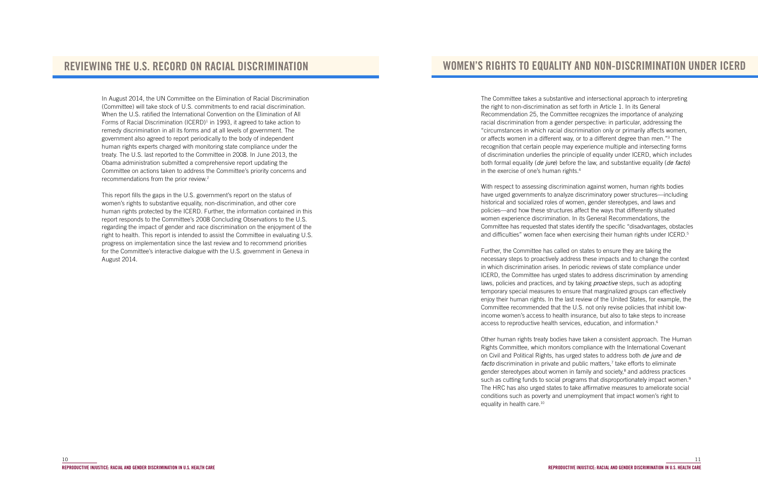## REVIEWING THE U.S. RECORD ON RACIAL DISCRIMINATION

In August 2014, the UN Committee on the Elimination of Racial Discrimination (Committee) will take stock of U.S. commitments to end racial discrimination. When the U.S. ratified the International Convention on the Elimination of All Forms of Racial Discrimination (ICERD)[1] in 1993, it agreed to take action to remedy discrimination in all its forms and at all levels of government. The government also agreed to report periodically to the body of independent human rights experts charged with monitoring state compliance under the treaty. The U.S. last reported to the Committee in 2008. In June 2013, the Obama administration submitted a comprehensive report updating the Committee on actions taken to address the Committee's priority concerns and recommendations from the prior review.[2]

This report fills the gaps in the U.S. government's report on the status of women's rights to substantive equality, non-discrimination, and other core human rights protected by the ICERD. Further, the information contained in this report responds to the Committee's 2008 Concluding Observations to the U.S. regarding the impact of gender and race discrimination on the enjoyment of the right to health. This report is intended to assist the Committee in evaluating U.S. progress on implementation since the last review and to recommend priorities for the Committee's interactive dialogue with the U.S. government in Geneva in August 2014.

## WOMEN'S RIGHTS TO EQUALITY AND NON-DISCRIMINATION UNDER ICERD

The Committee takes a substantive and intersectional approach to interpreting the right to non-discrimination as set forth in Article 1. In its General Recommendation 25, the Committee recognizes the importance of analyzing racial discrimination from a gender perspective: in particular, addressing the "circumstances in which racial discrimination only or primarily affects women, or affects women in a different way, or to a different degree than men."[3] The recognition that certain people may experience multiple and intersecting forms of discrimination underlies the principle of equality under ICERD, which includes both formal equality (*de jure*) before the law, and substantive equality (*de facto*) in the exercise of one's human rights.[4]

With respect to assessing discrimination against women, human rights bodies have urged governments to analyze discriminatory power structures—including historical and socialized roles of women, gender stereotypes, and laws and policies—and how these structures affect the ways that differently situated women experience discrimination. In its General Recommendations, the Committee has requested that states identify the specific "disadvantages, obstacles and difficulties" women face when exercising their human rights under ICERD.[5]

Further, the Committee has called on states to ensure they are taking the necessary steps to proactively address these impacts and to change the context in which discrimination arises. In periodic reviews of state compliance under ICERD, the Committee has urged states to address discrimination by amending laws, policies and practices, and by taking *proactive* steps, such as adopting temporary special measures to ensure that marginalized groups can effectively enjoy their human rights. In the last review of the United States, for example, the Committee recommended that the U.S. not only revise policies that inhibit low-income women's access to health insurance, but also to take steps to increase access to reproductive health services, education, and information.[6]

Other human rights treaty bodies have taken a consistent approach. The Human Rights Committee, which monitors compliance with the International Covenant on Civil and Political Rights, has urged states to address both *de jure* and *de facto* discrimination in private and public matters,[7] take efforts to eliminate gender stereotypes about women in family and society,[8] and address practices such as cutting funds to social programs that disproportionately impact women.[9] The HRC has also urged states to take affirmative measures to ameliorate social conditions such as poverty and unemployment that impact women's right to equality in health care.[10]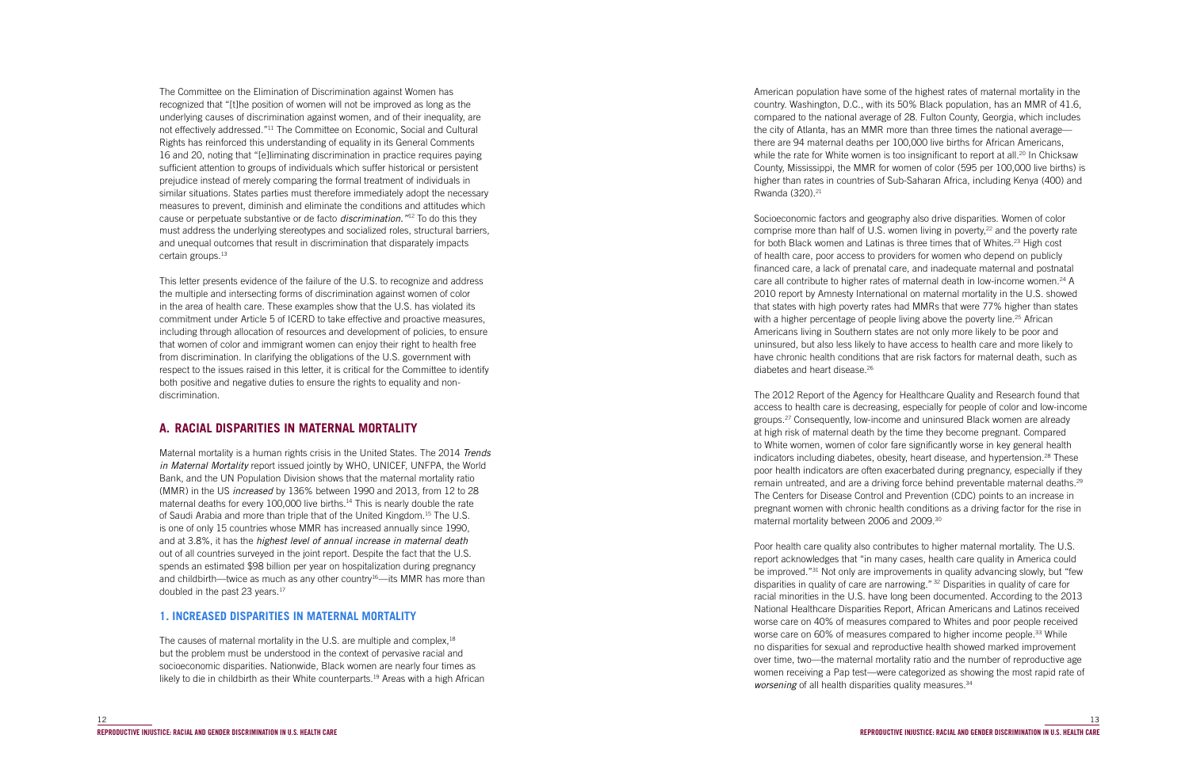The Committee on the Elimination of Discrimination against Women has recognized that "[t]he position of women will not be improved as long as the underlying causes of discrimination against women, and of their inequality, are not effectively addressed."[11] The Committee on Economic, Social and Cultural Rights has reinforced this understanding of equality in its General Comments 16 and 20, noting that "[e]liminating discrimination in practice requires paying sufficient attention to groups of individuals which suffer historical or persistent prejudice instead of merely comparing the formal treatment of individuals in similar situations. States parties must therefore immediately adopt the necessary measures to prevent, diminish and eliminate the conditions and attitudes which cause or perpetuate substantive or de facto *discrimination.*"[12] To do this they must address the underlying stereotypes and socialized roles, structural barriers, and unequal outcomes that result in discrimination that disparately impacts certain groups.[13]

This letter presents evidence of the failure of the U.S. to recognize and address the multiple and intersecting forms of discrimination against women of color in the area of health care. These examples show that the U.S. has violated its commitment under Article 5 of ICERD to take effective and proactive measures, including through allocation of resources and development of policies, to ensure that women of color and immigrant women can enjoy their right to health free from discrimination. In clarifying the obligations of the U.S. government with respect to the issues raised in this letter, it is critical for the Committee to identify both positive and negative duties to ensure the rights to equality and non-discrimination.

## A. RACIAL DISPARITIES IN MATERNAL MORTALITY

Maternal mortality is a human rights crisis in the United States. The 2014 *Trends in Maternal Mortality* report issued jointly by WHO, UNICEF, UNFPA, the World Bank, and the UN Population Division shows that the maternal mortality ratio (MMR) in the US *increased* by 136% between 1990 and 2013, from 12 to 28 maternal deaths for every 100,000 live births.[14] This is nearly double the rate of Saudi Arabia and more than triple that of the United Kingdom.[15] The U.S. is one of only 15 countries whose MMR has increased annually since 1990, and at 3.8%, it has the *highest level of annual increase in maternal death* out of all countries surveyed in the joint report. Despite the fact that the U.S. spends an estimated $98 billion per year on hospitalization during pregnancy and childbirth—twice as much as any other country[16]—its MMR has more than doubled in the past 23 years.[17]

### 1. INCREASED DISPARITIES IN MATERNAL MORTALITY

The causes of maternal mortality in the U.S. are multiple and complex,[18] but the problem must be understood in the context of pervasive racial and socioeconomic disparities. Nationwide, Black women are nearly four times as likely to die in childbirth as their White counterparts.[19] Areas with a high African American population have some of the highest rates of maternal mortality in the country. Washington, D.C., with its 50% Black population, has an MMR of 41.6, compared to the national average of 28. Fulton County, Georgia, which includes the city of Atlanta, has an MMR more than three times the national average—there are 94 maternal deaths per 100,000 live births for African Americans, while the rate for White women is too insignificant to report at all.[20] In Chicksaw County, Mississippi, the MMR for women of color (595 per 100,000 live births) is higher than rates in countries of Sub-Saharan Africa, including Kenya (400) and Rwanda (320).[21]

Socioeconomic factors and geography also drive disparities. Women of color comprise more than half of U.S. women living in poverty,[22] and the poverty rate for both Black women and Latinas is three times that of Whites.[23] High cost of health care, poor access to providers for women who depend on publicly financed care, a lack of prenatal care, and inadequate maternal and postnatal care all contribute to higher rates of maternal death in low-income women.[24] A 2010 report by Amnesty International on maternal mortality in the U.S. showed that states with high poverty rates had MMRs that were 77% higher than states with a higher percentage of people living above the poverty line.[25] African Americans living in Southern states are not only more likely to be poor and uninsured, but also less likely to have access to health care and more likely to have chronic health conditions that are risk factors for maternal death, such as diabetes and heart disease.[26]

The 2012 Report of the Agency for Healthcare Quality and Research found that access to health care is decreasing, especially for people of color and low-income groups.[27] Consequently, low-income and uninsured Black women are already at high risk of maternal death by the time they become pregnant. Compared to White women, women of color fare significantly worse in key general health indicators including diabetes, obesity, heart disease, and hypertension.[28] These poor health indicators are often exacerbated during pregnancy, especially if they remain untreated, and are a driving force behind preventable maternal deaths.[29] The Centers for Disease Control and Prevention (CDC) points to an increase in pregnant women with chronic health conditions as a driving factor for the rise in maternal mortality between 2006 and 2009.[30]

Poor health care quality also contributes to higher maternal mortality. The U.S. report acknowledges that "in many cases, health care quality in America could be improved."[31] Not only are improvements in quality advancing slowly, but "few disparities in quality of care are narrowing."[32] Disparities in quality of care for racial minorities in the U.S. have long been documented. According to the 2013 National Healthcare Disparities Report, African Americans and Latinos received worse care on 40% of measures compared to Whites and poor people received worse care on 60% of measures compared to higher income people.[33] While no disparities for sexual and reproductive health showed marked improvement over time, two—the maternal mortality ratio and the number of reproductive age women receiving a Pap test—were categorized as showing the most rapid rate of *worsening* of all health disparities quality measures.[34]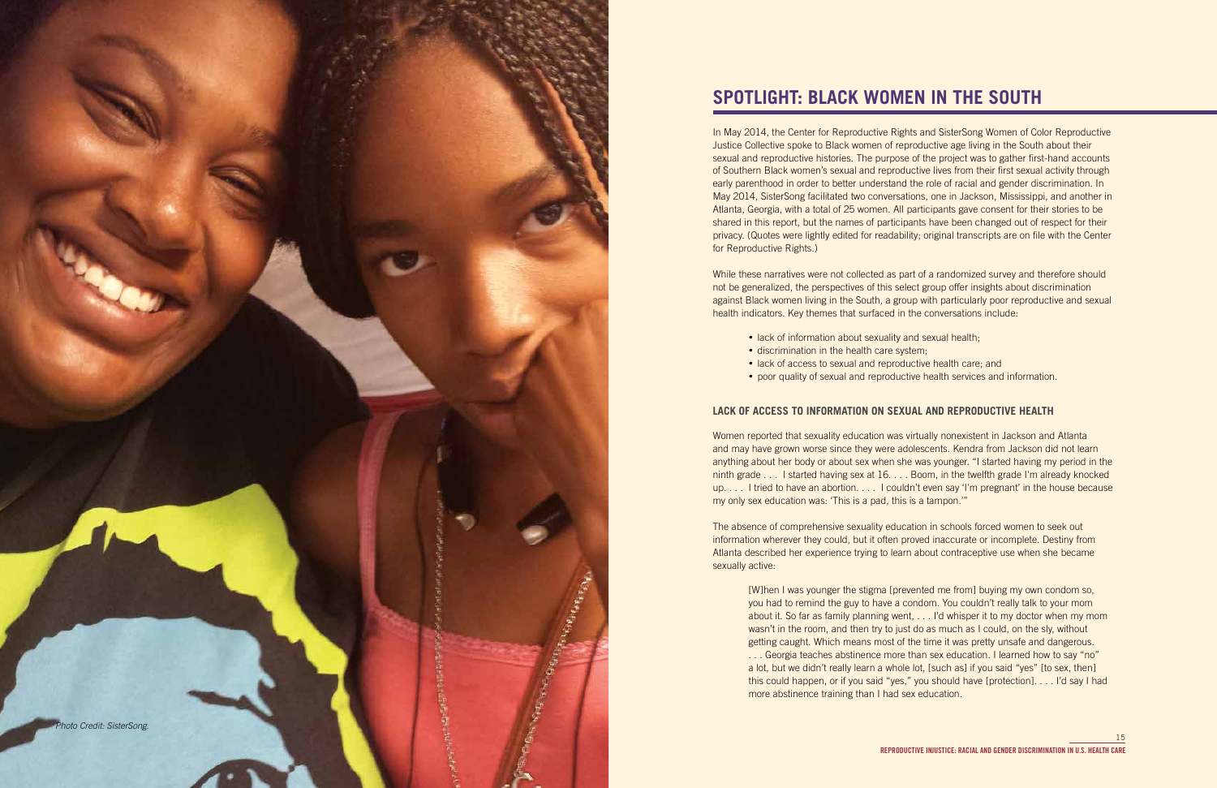*Photo Credit: SisterSong.*

## SPOTLIGHT: BLACK WOMEN IN THE SOUTH

In May 2014, the Center for Reproductive Rights and SisterSong Women of Color Reproductive Justice Collective spoke to Black women of reproductive age living in the South about their sexual and reproductive histories. The purpose of the project was to gather first-hand accounts of Southern Black women's sexual and reproductive lives from their first sexual activity through early parenthood in order to better understand the role of racial and gender discrimination. In May 2014, SisterSong facilitated two conversations, one in Jackson, Mississippi, and another in Atlanta, Georgia, with a total of 25 women. All participants gave consent for their stories to be shared in this report, but the names of participants have been changed out of respect for their privacy. (Quotes were lightly edited for readability; original transcripts are on file with the Center for Reproductive Rights.)

While these narratives were not collected as part of a randomized survey and therefore should not be generalized, the perspectives of this select group offer insights about discrimination against Black women living in the South, a group with particularly poor reproductive and sexual health indicators. Key themes that surfaced in the conversations include:

- lack of information about sexuality and sexual health;
- discrimination in the health care system;
- lack of access to sexual and reproductive health care; and
- poor quality of sexual and reproductive health services and information.

### LACK OF ACCESS TO INFORMATION ON SEXUAL AND REPRODUCTIVE HEALTH

Women reported that sexuality education was virtually nonexistent in Jackson and Atlanta and may have grown worse since they were adolescents. Kendra from Jackson did not learn anything about her body or about sex when she was younger. "I started having my period in the ninth grade . . . I started having sex at 16. . . . Boom, in the twelfth grade I'm already knocked up. . . . I tried to have an abortion. . . . I couldn't even say 'I'm pregnant' in the house because my only sex education was: 'This is a pad, this is a tampon.'"

The absence of comprehensive sexuality education in schools forced women to seek out information wherever they could, but it often proved inaccurate or incomplete. Destiny from Atlanta described her experience trying to learn about contraceptive use when she became sexually active:

> [W]hen I was younger the stigma [prevented me from] buying my own condom so, you had to remind the guy to have a condom. You couldn't really talk to your mom about it. So far as family planning went, . . . I'd whisper it to my doctor when my mom wasn't in the room, and then try to just do as much as I could, on the sly, without getting caught. Which means most of the time it was pretty unsafe and dangerous. . . . Georgia teaches abstinence more than sex education. I learned how to say "no" a lot, but we didn't really learn a whole lot, [such as] if you said "yes" [to sex, then] this could happen, or if you said "yes," you should have [protection]. . . . I'd say I had more abstinence training than I had sex education.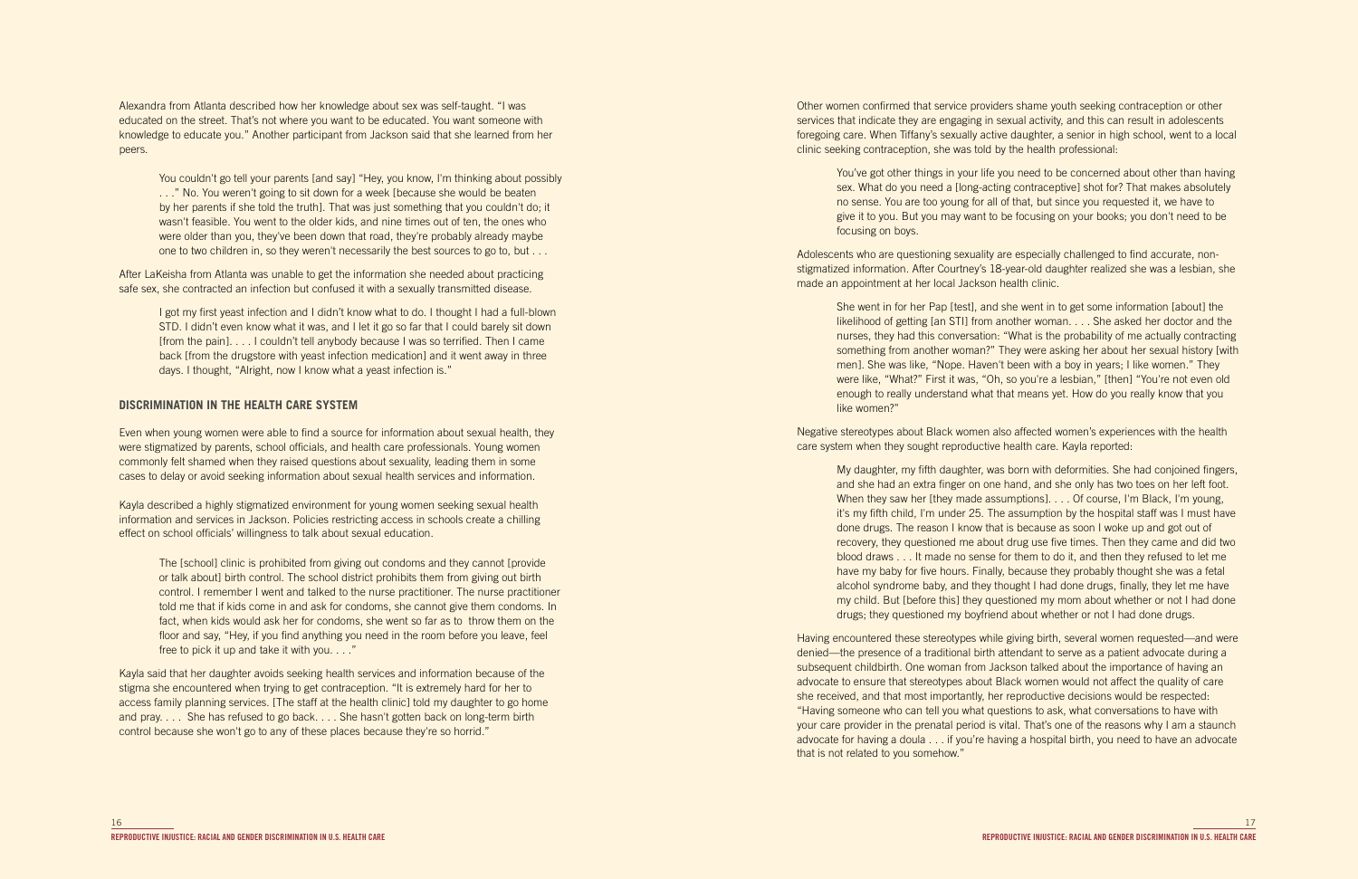Alexandra from Atlanta described how her knowledge about sex was self-taught. "I was educated on the street. That's not where you want to be educated. You want someone with knowledge to educate you." Another participant from Jackson said that she learned from her peers.

> You couldn't go tell your parents [and say] "Hey, you know, I'm thinking about possibly . . ." No. You weren't going to sit down for a week [because she would be beaten by her parents if she told the truth]. That was just something that you couldn't do; it wasn't feasible. You went to the older kids, and nine times out of ten, the ones who were older than you, they've been down that road, they're probably already maybe one to two children in, so they weren't necessarily the best sources to go to, but . . .

After LaKeisha from Atlanta was unable to get the information she needed about practicing safe sex, she contracted an infection but confused it with a sexually transmitted disease.

> I got my first yeast infection and I didn't know what to do. I thought I had a full-blown STD. I didn't even know what it was, and I let it go so far that I could barely sit down [from the pain]. . . . I couldn't tell anybody because I was so terrified. Then I came back [from the drugstore with yeast infection medication] and it went away in three days. I thought, "Alright, now I know what a yeast infection is."

### DISCRIMINATION IN THE HEALTH CARE SYSTEM

Even when young women were able to find a source for information about sexual health, they were stigmatized by parents, school officials, and health care professionals. Young women commonly felt shamed when they raised questions about sexuality, leading them in some cases to delay or avoid seeking information about sexual health services and information.

Kayla described a highly stigmatized environment for young women seeking sexual health information and services in Jackson. Policies restricting access in schools create a chilling effect on school officials' willingness to talk about sexual education.

> The [school] clinic is prohibited from giving out condoms and they cannot [provide or talk about] birth control. The school district prohibits them from giving out birth control. I remember I went and talked to the nurse practitioner. The nurse practitioner told me that if kids come in and ask for condoms, she cannot give them condoms. In fact, when kids would ask her for condoms, she went so far as to throw them on the floor and say, "Hey, if you find anything you need in the room before you leave, feel free to pick it up and take it with you. . . ."

Kayla said that her daughter avoids seeking health services and information because of the stigma she encountered when trying to get contraception. "It is extremely hard for her to access family planning services. [The staff at the health clinic] told my daughter to go home and pray. . . . She has refused to go back. . . . She hasn't gotten back on long-term birth control because she won't go to any of these places because they're so horrid."

Other women confirmed that service providers shame youth seeking contraception or other services that indicate they are engaging in sexual activity, and this can result in adolescents foregoing care. When Tiffany's sexually active daughter, a senior in high school, went to a local clinic seeking contraception, she was told by the health professional:

> You've got other things in your life you need to be concerned about other than having sex. What do you need a [long-acting contraceptive] shot for? That makes absolutely no sense. You are too young for all of that, but since you requested it, we have to give it to you. But you may want to be focusing on your books; you don't need to be focusing on boys.

Adolescents who are questioning sexuality are especially challenged to find accurate, non-stigmatized information. After Courtney's 18-year-old daughter realized she was a lesbian, she made an appointment at her local Jackson health clinic.

> She went in for her Pap [test], and she went in to get some information [about] the likelihood of getting [an STI] from another woman. . . . She asked her doctor and the nurses, they had this conversation: "What is the probability of me actually contracting something from another woman?" They were asking her about her sexual history [with men]. She was like, "Nope. Haven't been with a boy in years; I like women." They were like, "What?" First it was, "Oh, so you're a lesbian," [then] "You're not even old enough to really understand what that means yet. How do you really know that you like women?"

Negative stereotypes about Black women also affected women's experiences with the health care system when they sought reproductive health care. Kayla reported:

> My daughter, my fifth daughter, was born with deformities. She had conjoined fingers, and she had an extra finger on one hand, and she only has two toes on her left foot. When they saw her [they made assumptions]. . . . Of course, I'm Black, I'm young, it's my fifth child, I'm under 25. The assumption by the hospital staff was I must have done drugs. The reason I know that is because as soon I woke up and got out of recovery, they questioned me about drug use five times. Then they came and did two blood draws . . . It made no sense for them to do it, and then they refused to let me have my baby for five hours. Finally, because they probably thought she was a fetal alcohol syndrome baby, and they thought I had done drugs, finally, they let me have my child. But [before this] they questioned my mom about whether or not I had done drugs; they questioned my boyfriend about whether or not I had done drugs.

Having encountered these stereotypes while giving birth, several women requested—and were denied—the presence of a traditional birth attendant to serve as a patient advocate during a subsequent childbirth. One woman from Jackson talked about the importance of having an advocate to ensure that stereotypes about Black women would not affect the quality of care she received, and that most importantly, her reproductive decisions would be respected: "Having someone who can tell you what questions to ask, what conversations to have with your care provider in the prenatal period is vital. That's one of the reasons why I am a staunch advocate for having a doula . . . if you're having a hospital birth, you need to have an advocate that is not related to you somehow."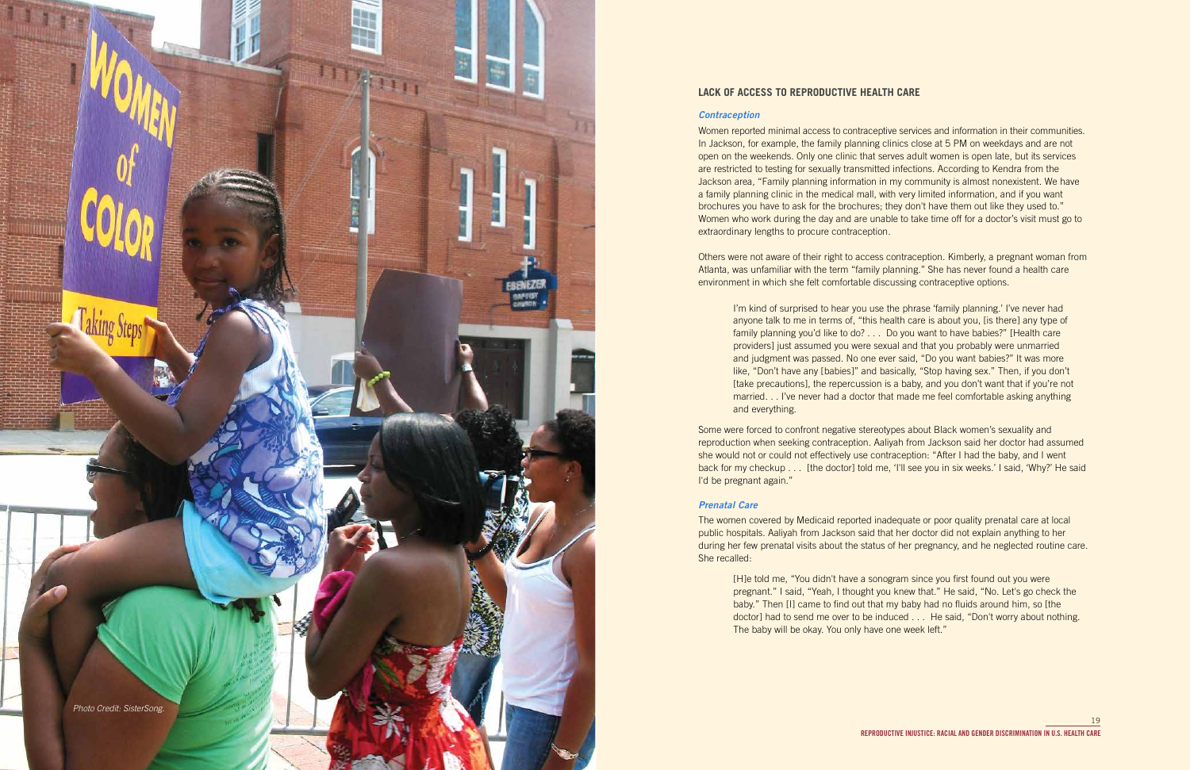Photo Credit: SisterSong.

## LACK OF ACCESS TO REPRODUCTIVE HEALTH CARE

### *Contraception*

Women reported minimal access to contraceptive services and information in their communities. In Jackson, for example, the family planning clinics close at 5 PM on weekdays and are not open on the weekends. Only one clinic that serves adult women is open late, but its services are restricted to testing for sexually transmitted infections. According to Kendra from the Jackson area, "Family planning information in my community is almost nonexistent. We have a family planning clinic in the medical mall, with very limited information, and if you want brochures you have to ask for the brochures; they don't have them out like they used to." Women who work during the day and are unable to take time off for a doctor's visit must go to extraordinary lengths to procure contraception.

Others were not aware of their right to access contraception. Kimberly, a pregnant woman from Atlanta, was unfamiliar with the term "family planning." She has never found a health care environment in which she felt comfortable discussing contraceptive options.

> I'm kind of surprised to hear you use the phrase 'family planning.' I've never had anyone talk to me in terms of, "this health care is about you, [is there] any type of family planning you'd like to do? . . . Do you want to have babies?" [Health care providers] just assumed you were sexual and that you probably were unmarried and judgment was passed. No one ever said, "Do you want babies?" It was more like, "Don't have any [babies]" and basically, "Stop having sex." Then, if you don't [take precautions], the repercussion is a baby, and you don't want that if you're not married. . . I've never had a doctor that made me feel comfortable asking anything and everything.

Some were forced to confront negative stereotypes about Black women's sexuality and reproduction when seeking contraception. Aaliyah from Jackson said her doctor had assumed she would not or could not effectively use contraception: "After I had the baby, and I went back for my checkup . . . [the doctor] told me, 'I'll see you in six weeks.' I said, 'Why?' He said I'd be pregnant again."

### *Prenatal Care*

The women covered by Medicaid reported inadequate or poor quality prenatal care at local public hospitals. Aaliyah from Jackson said that her doctor did not explain anything to her during her few prenatal visits about the status of her pregnancy, and he neglected routine care. She recalled:

> [H]e told me, "You didn't have a sonogram since you first found out you were pregnant." I said, "Yeah, I thought you knew that." He said, "No. Let's go check the baby." Then [I] came to find out that my baby had no fluids around him, so [the doctor] had to send me over to be induced . . . He said, "Don't worry about nothing. The baby will be okay. You only have one week left."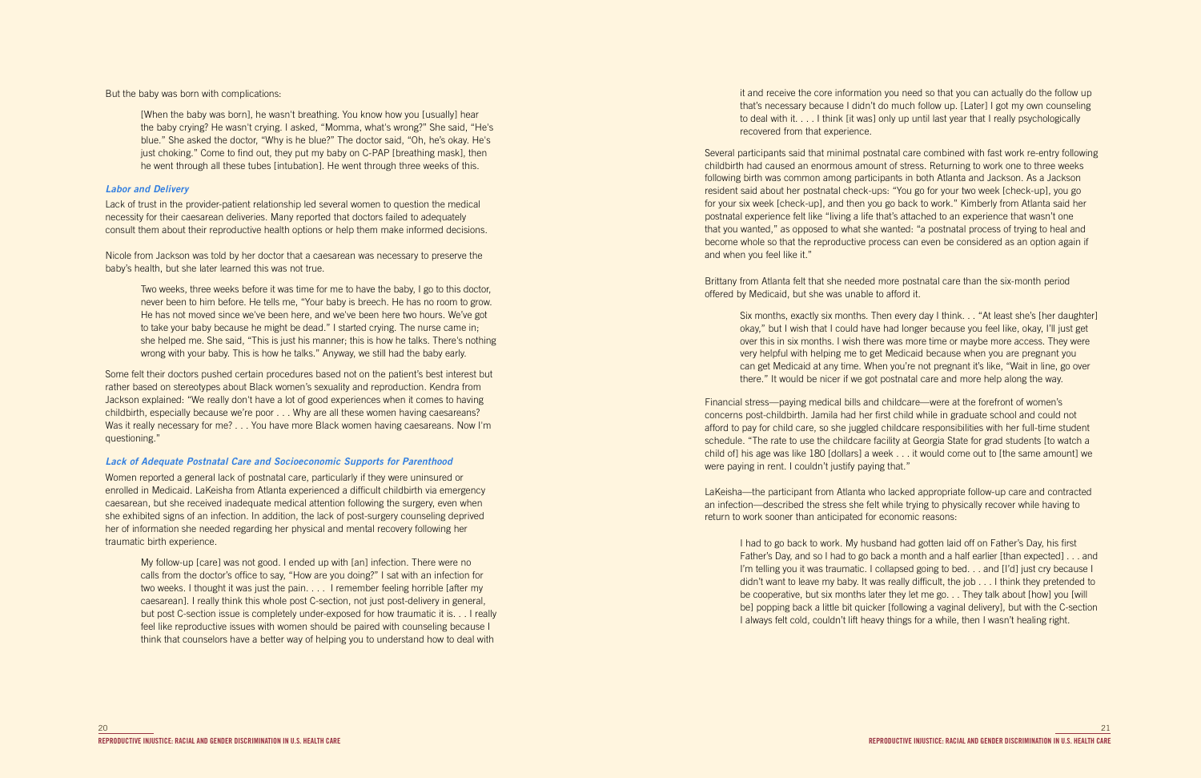But the baby was born with complications:

> [When the baby was born], he wasn't breathing. You know how you [usually] hear the baby crying? He wasn't crying. I asked, "Momma, what's wrong?" She said, "He's blue." She asked the doctor, "Why is he blue?" The doctor said, "Oh, he's okay. He's just choking." Come to find out, they put my baby on C-PAP [breathing mask], then he went through all these tubes [intubation]. He went through three weeks of this.

### *Labor and Delivery*

Lack of trust in the provider-patient relationship led several women to question the medical necessity for their caesarean deliveries. Many reported that doctors failed to adequately consult them about their reproductive health options or help them make informed decisions.

Nicole from Jackson was told by her doctor that a caesarean was necessary to preserve the baby's health, but she later learned this was not true.

> Two weeks, three weeks before it was time for me to have the baby, I go to this doctor, never been to him before. He tells me, "Your baby is breech. He has no room to grow. He has not moved since we've been here, and we've been here two hours. We've got to take your baby because he might be dead." I started crying. The nurse came in; she helped me. She said, "This is just his manner; this is how he talks. There's nothing wrong with your baby. This is how he talks." Anyway, we still had the baby early.

Some felt their doctors pushed certain procedures based not on the patient's best interest but rather based on stereotypes about Black women's sexuality and reproduction. Kendra from Jackson explained: "We really don't have a lot of good experiences when it comes to having childbirth, especially because we're poor . . . Why are all these women having caesareans? Was it really necessary for me? . . . You have more Black women having caesareans. Now I'm questioning."

### *Lack of Adequate Postnatal Care and Socioeconomic Supports for Parenthood*

Women reported a general lack of postnatal care, particularly if they were uninsured or enrolled in Medicaid. LaKeisha from Atlanta experienced a difficult childbirth via emergency caesarean, but she received inadequate medical attention following the surgery, even when she exhibited signs of an infection. In addition, the lack of post-surgery counseling deprived her of information she needed regarding her physical and mental recovery following her traumatic birth experience.

> My follow-up [care] was not good. I ended up with [an] infection. There were no calls from the doctor's office to say, "How are you doing?" I sat with an infection for two weeks. I thought it was just the pain. . . . I remember feeling horrible [after my caesarean]. I really think this whole post C-section, not just post-delivery in general, but post C-section issue is completely under-exposed for how traumatic it is. . . I really feel like reproductive issues with women should be paired with counseling because I think that counselors have a better way of helping you to understand how to deal with it and receive the core information you need so that you can actually do the follow up that's necessary because I didn't do much follow up. [Later] I got my own counseling to deal with it. . . . I think [it was] only up until last year that I really psychologically recovered from that experience.

Several participants said that minimal postnatal care combined with fast work re-entry following childbirth had caused an enormous amount of stress. Returning to work one to three weeks following birth was common among participants in both Atlanta and Jackson. As a Jackson resident said about her postnatal check-ups: "You go for your two week [check-up], you go for your six week [check-up], and then you go back to work." Kimberly from Atlanta said her postnatal experience felt like "living a life that's attached to an experience that wasn't one that you wanted," as opposed to what she wanted: "a postnatal process of trying to heal and become whole so that the reproductive process can even be considered as an option again if and when you feel like it."

Brittany from Atlanta felt that she needed more postnatal care than the six-month period offered by Medicaid, but she was unable to afford it.

> Six months, exactly six months. Then every day I think. . . "At least she's [her daughter] okay," but I wish that I could have had longer because you feel like, okay, I'll just get over this in six months. I wish there was more time or maybe more access. They were very helpful with helping me to get Medicaid because when you are pregnant you can get Medicaid at any time. When you're not pregnant it's like, "Wait in line, go over there." It would be nicer if we got postnatal care and more help along the way.

Financial stress—paying medical bills and childcare—were at the forefront of women's concerns post-childbirth. Jamila had her first child while in graduate school and could not afford to pay for child care, so she juggled childcare responsibilities with her full-time student schedule. "The rate to use the childcare facility at Georgia State for grad students [to watch a child of] his age was like 180 [dollars] a week . . . it would come out to [the same amount] we were paying in rent. I couldn't justify paying that."

LaKeisha—the participant from Atlanta who lacked appropriate follow-up care and contracted an infection—described the stress she felt while trying to physically recover while having to return to work sooner than anticipated for economic reasons:

> I had to go back to work. My husband had gotten laid off on Father's Day, his first Father's Day, and so I had to go back a month and a half earlier [than expected] . . . and I'm telling you it was traumatic. I collapsed going to bed. . . and [I'd] just cry because I didn't want to leave my baby. It was really difficult, the job . . . I think they pretended to be cooperative, but six months later they let me go. . . They talk about [how] you [will be] popping back a little bit quicker [following a vaginal delivery], but with the C-section I always felt cold, couldn't lift heavy things for a while, then I wasn't healing right.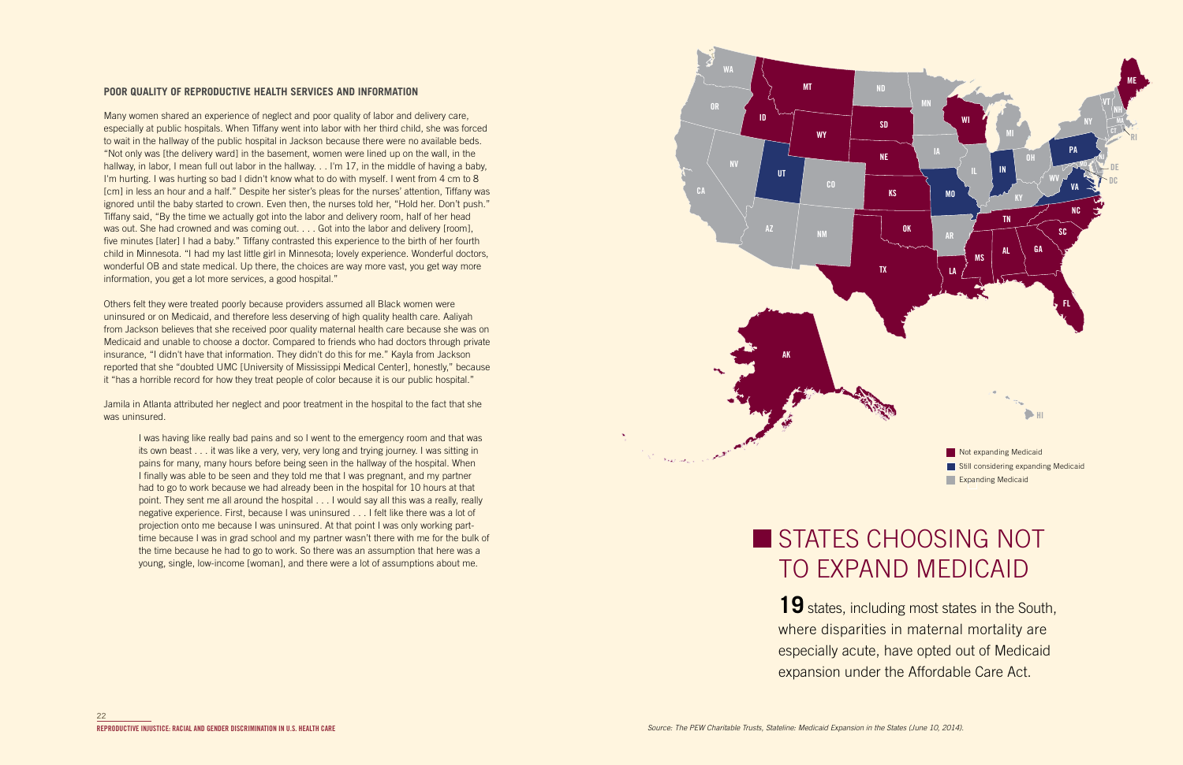### POOR QUALITY OF REPRODUCTIVE HEALTH SERVICES AND INFORMATION

Many women shared an experience of neglect and poor quality of labor and delivery care, especially at public hospitals. When Tiffany went into labor with her third child, she was forced to wait in the hallway of the public hospital in Jackson because there were no available beds. "Not only was [the delivery ward] in the basement, women were lined up on the wall, in the hallway, in labor, I mean full out labor in the hallway. . . I'm 17, in the middle of having a baby, I'm hurting. I was hurting so bad I didn't know what to do with myself. I went from 4 cm to 8 [cm] in less an hour and a half." Despite her sister's pleas for the nurses' attention, Tiffany was ignored until the baby started to crown. Even then, the nurses told her, "Hold her. Don't push." Tiffany said, "By the time we actually got into the labor and delivery room, half of her head was out. She had crowned and was coming out. . . . Got into the labor and delivery [room], five minutes [later] I had a baby." Tiffany contrasted this experience to the birth of her fourth child in Minnesota. "I had my last little girl in Minnesota; lovely experience. Wonderful doctors, wonderful OB and state medical. Up there, the choices are way more vast, you get way more information, you get a lot more services, a good hospital."

Others felt they were treated poorly because providers assumed all Black women were uninsured or on Medicaid, and therefore less deserving of high quality health care. Aaliyah from Jackson believes that she received poor quality maternal health care because she was on Medicaid and unable to choose a doctor. Compared to friends who had doctors through private insurance, "I didn't have that information. They didn't do this for me." Kayla from Jackson reported that she "doubted UMC [University of Mississippi Medical Center], honestly," because it "has a horrible record for how they treat people of color because it is our public hospital."

Jamila in Atlanta attributed her neglect and poor treatment in the hospital to the fact that she was uninsured.

> I was having like really bad pains and so I went to the emergency room and that was its own beast . . . it was like a very, very, very long and trying journey. I was sitting in pains for many, many hours before being seen in the hallway of the hospital. When I finally was able to be seen and they told me that I was pregnant, and my partner had to go to work because we had already been in the hospital for 10 hours at that point. They sent me all around the hospital . . . I would say all this was a really, really negative experience. First, because I was uninsured . . . I felt like there was a lot of projection onto me because I was uninsured. At that point I was only working part-time because I was in grad school and my partner wasn't there with me for the bulk of the time because he had to go to work. So there was an assumption that here was a young, single, low-income [woman], and there were a lot of assumptions about me.

Not expanding Medicaid
Still considering expanding Medicaid
Expanding Medicaid

## STATES CHOOSING NOT TO EXPAND MEDICAID

**19** states, including most states in the South, where disparities in maternal mortality are especially acute, have opted out of Medicaid expansion under the Affordable Care Act.

*Source: The PEW Charitable Trusts, Stateline: Medicaid Expansion in the States (June 10, 2014).*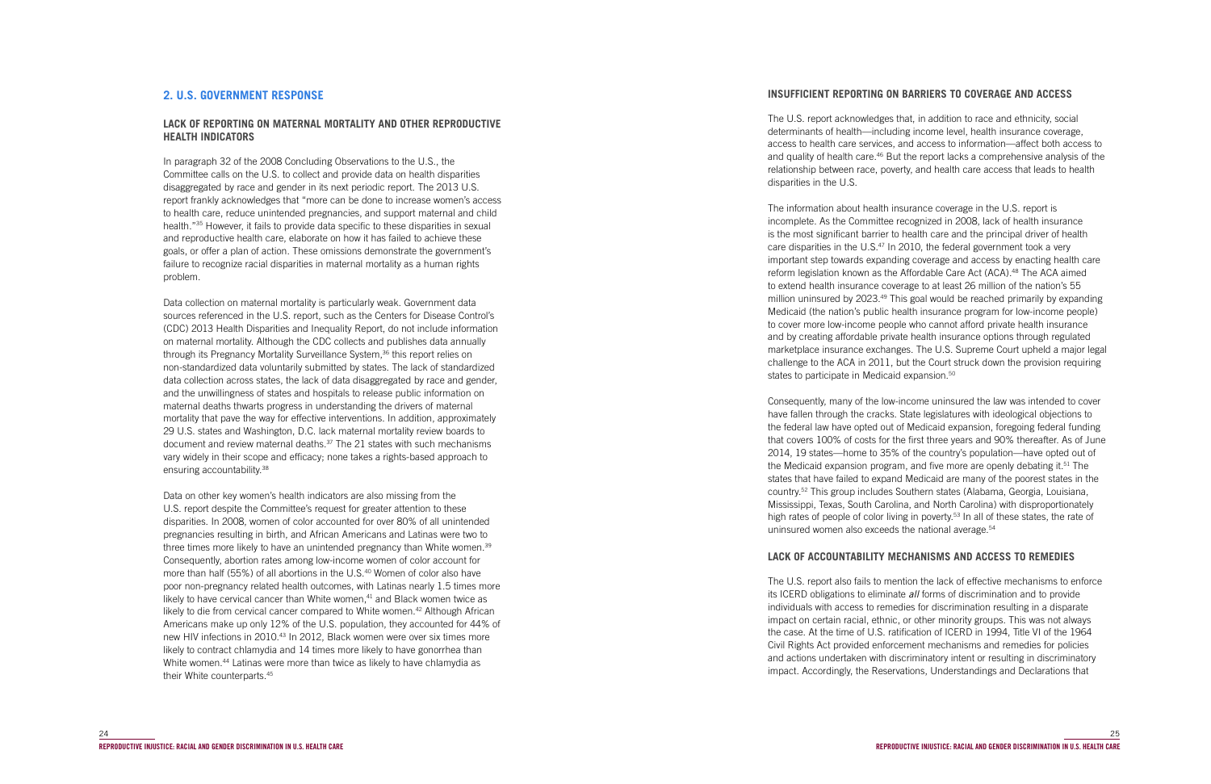## 2. U.S. GOVERNMENT RESPONSE

### LACK OF REPORTING ON MATERNAL MORTALITY AND OTHER REPRODUCTIVE HEALTH INDICATORS

In paragraph 32 of the 2008 Concluding Observations to the U.S., the Committee calls on the U.S. to collect and provide data on health disparities disaggregated by race and gender in its next periodic report. The 2013 U.S. report frankly acknowledges that "more can be done to increase women's access to health care, reduce unintended pregnancies, and support maternal and child health."[35] However, it fails to provide data specific to these disparities in sexual and reproductive health care, elaborate on how it has failed to achieve these goals, or offer a plan of action. These omissions demonstrate the government's failure to recognize racial disparities in maternal mortality as a human rights problem.

Data collection on maternal mortality is particularly weak. Government data sources referenced in the U.S. report, such as the Centers for Disease Control's (CDC) 2013 Health Disparities and Inequality Report, do not include information on maternal mortality. Although the CDC collects and publishes data annually through its Pregnancy Mortality Surveillance System,[36] this report relies on non-standardized data voluntarily submitted by states. The lack of standardized data collection across states, the lack of data disaggregated by race and gender, and the unwillingness of states and hospitals to release public information on maternal deaths thwarts progress in understanding the drivers of maternal mortality that pave the way for effective interventions. In addition, approximately 29 U.S. states and Washington, D.C. lack maternal mortality review boards to document and review maternal deaths.[37] The 21 states with such mechanisms vary widely in their scope and efficacy; none takes a rights-based approach to ensuring accountability.[38]

Data on other key women's health indicators are also missing from the U.S. report despite the Committee's request for greater attention to these disparities. In 2008, women of color accounted for over 80% of all unintended pregnancies resulting in birth, and African Americans and Latinas were two to three times more likely to have an unintended pregnancy than White women.[39] Consequently, abortion rates among low-income women of color account for more than half (55%) of all abortions in the U.S.[40] Women of color also have poor non-pregnancy related health outcomes, with Latinas nearly 1.5 times more likely to have cervical cancer than White women,[41] and Black women twice as likely to die from cervical cancer compared to White women.[42] Although African Americans make up only 12% of the U.S. population, they accounted for 44% of new HIV infections in 2010.[43] In 2012, Black women were over six times more likely to contract chlamydia and 14 times more likely to have gonorrhea than White women.[44] Latinas were more than twice as likely to have chlamydia as their White counterparts.[45]

### INSUFFICIENT REPORTING ON BARRIERS TO COVERAGE AND ACCESS

The U.S. report acknowledges that, in addition to race and ethnicity, social determinants of health—including income level, health insurance coverage, access to health care services, and access to information—affect both access to and quality of health care.[46] But the report lacks a comprehensive analysis of the relationship between race, poverty, and health care access that leads to health disparities in the U.S.

The information about health insurance coverage in the U.S. report is incomplete. As the Committee recognized in 2008, lack of health insurance is the most significant barrier to health care and the principal driver of health care disparities in the U.S.[47] In 2010, the federal government took a very important step towards expanding coverage and access by enacting health care reform legislation known as the Affordable Care Act (ACA).[48] The ACA aimed to extend health insurance coverage to at least 26 million of the nation's 55 million uninsured by 2023.[49] This goal would be reached primarily by expanding Medicaid (the nation's public health insurance program for low-income people) to cover more low-income people who cannot afford private health insurance and by creating affordable private health insurance options through regulated marketplace insurance exchanges. The U.S. Supreme Court upheld a major legal challenge to the ACA in 2011, but the Court struck down the provision requiring states to participate in Medicaid expansion.[50]

Consequently, many of the low-income uninsured the law was intended to cover have fallen through the cracks. State legislatures with ideological objections to the federal law have opted out of Medicaid expansion, foregoing federal funding that covers 100% of costs for the first three years and 90% thereafter. As of June 2014, 19 states—home to 35% of the country's population—have opted out of the Medicaid expansion program, and five more are openly debating it.[51] The states that have failed to expand Medicaid are many of the poorest states in the country.[52] This group includes Southern states (Alabama, Georgia, Louisiana, Mississippi, Texas, South Carolina, and North Carolina) with disproportionately high rates of people of color living in poverty.[53] In all of these states, the rate of uninsured women also exceeds the national average.[54]

### LACK OF ACCOUNTABILITY MECHANISMS AND ACCESS TO REMEDIES

The U.S. report also fails to mention the lack of effective mechanisms to enforce its ICERD obligations to eliminate *all* forms of discrimination and to provide individuals with access to remedies for discrimination resulting in a disparate impact on certain racial, ethnic, or other minority groups. This was not always the case. At the time of U.S. ratification of ICERD in 1994, Title VI of the 1964 Civil Rights Act provided enforcement mechanisms and remedies for policies and actions undertaken with discriminatory intent or resulting in discriminatory impact. Accordingly, the Reservations, Understandings and Declarations that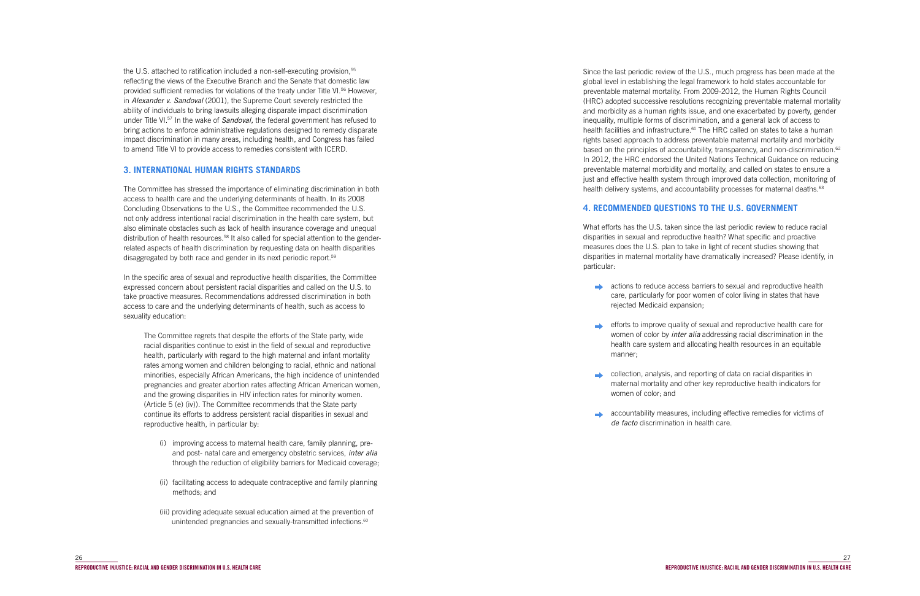the U.S. attached to ratification included a non-self-executing provision,[55] reflecting the views of the Executive Branch and the Senate that domestic law provided sufficient remedies for violations of the treaty under Title VI.[56] However, in *Alexander v. Sandoval* (2001), the Supreme Court severely restricted the ability of individuals to bring lawsuits alleging disparate impact discrimination under Title VI.[57] In the wake of *Sandoval*, the federal government has refused to bring actions to enforce administrative regulations designed to remedy disparate impact discrimination in many areas, including health, and Congress has failed to amend Title VI to provide access to remedies consistent with ICERD.

## 3. INTERNATIONAL HUMAN RIGHTS STANDARDS

The Committee has stressed the importance of eliminating discrimination in both access to health care and the underlying determinants of health. In its 2008 Concluding Observations to the U.S., the Committee recommended the U.S. not only address intentional racial discrimination in the health care system, but also eliminate obstacles such as lack of health insurance coverage and unequal distribution of health resources.[58] It also called for special attention to the gender-related aspects of health discrimination by requesting data on health disparities disaggregated by both race and gender in its next periodic report.[59]

In the specific area of sexual and reproductive health disparities, the Committee expressed concern about persistent racial disparities and called on the U.S. to take proactive measures. Recommendations addressed discrimination in both access to care and the underlying determinants of health, such as access to sexuality education:

> The Committee regrets that despite the efforts of the State party, wide racial disparities continue to exist in the field of sexual and reproductive health, particularly with regard to the high maternal and infant mortality rates among women and children belonging to racial, ethnic and national minorities, especially African Americans, the high incidence of unintended pregnancies and greater abortion rates affecting African American women, and the growing disparities in HIV infection rates for minority women. (Article 5 (e) (iv)). The Committee recommends that the State party continue its efforts to address persistent racial disparities in sexual and reproductive health, in particular by:
>
> (i) improving access to maternal health care, family planning, pre- and post- natal care and emergency obstetric services, *inter alia* through the reduction of eligibility barriers for Medicaid coverage;
>
> (ii) facilitating access to adequate contraceptive and family planning methods; and
>
> (iii) providing adequate sexual education aimed at the prevention of unintended pregnancies and sexually-transmitted infections.[60]

Since the last periodic review of the U.S., much progress has been made at the global level in establishing the legal framework to hold states accountable for preventable maternal mortality. From 2009-2012, the Human Rights Council (HRC) adopted successive resolutions recognizing preventable maternal mortality and morbidity as a human rights issue, and one exacerbated by poverty, gender inequality, multiple forms of discrimination, and a general lack of access to health facilities and infrastructure.[61] The HRC called on states to take a human rights based approach to address preventable maternal mortality and morbidity based on the principles of accountability, transparency, and non-discrimination.[62] In 2012, the HRC endorsed the United Nations Technical Guidance on reducing preventable maternal morbidity and mortality, and called on states to ensure a just and effective health system through improved data collection, monitoring of health delivery systems, and accountability processes for maternal deaths.[63]

## 4. RECOMMENDED QUESTIONS TO THE U.S. GOVERNMENT

What efforts has the U.S. taken since the last periodic review to reduce racial disparities in sexual and reproductive health? What specific and proactive measures does the U.S. plan to take in light of recent studies showing that disparities in maternal mortality have dramatically increased? Please identify, in particular:

- actions to reduce access barriers to sexual and reproductive health care, particularly for poor women of color living in states that have rejected Medicaid expansion;
- efforts to improve quality of sexual and reproductive health care for women of color by *inter alia* addressing racial discrimination in the health care system and allocating health resources in an equitable manner;
- collection, analysis, and reporting of data on racial disparities in maternal mortality and other key reproductive health indicators for women of color; and
- accountability measures, including effective remedies for victims of *de facto* discrimination in health care.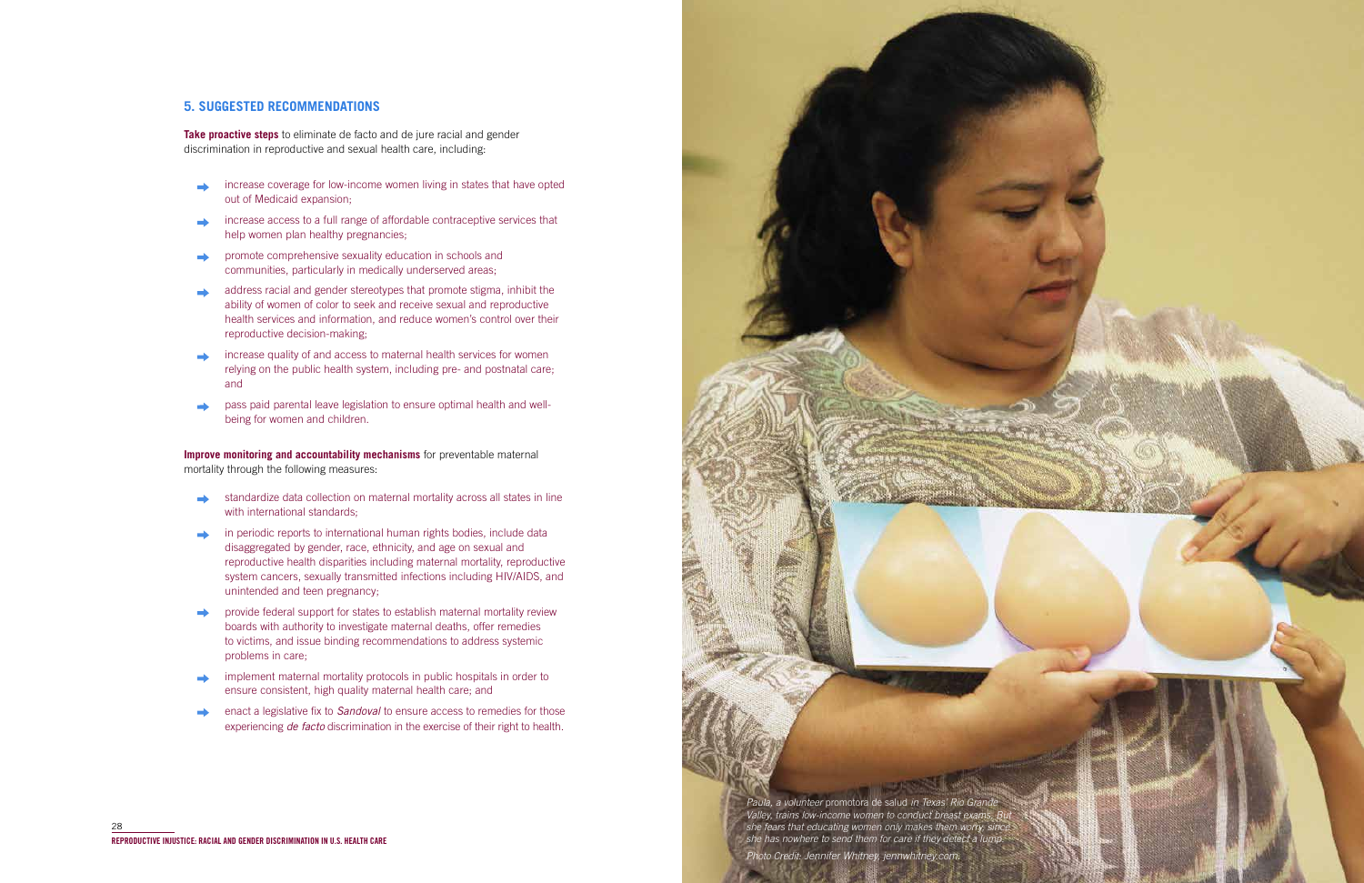## 5. SUGGESTED RECOMMENDATIONS

**Take proactive steps** to eliminate de facto and de jure racial and gender discrimination in reproductive and sexual health care, including:

- increase coverage for low-income women living in states that have opted out of Medicaid expansion;
- increase access to a full range of affordable contraceptive services that help women plan healthy pregnancies;
- promote comprehensive sexuality education in schools and communities, particularly in medically underserved areas;
- address racial and gender stereotypes that promote stigma, inhibit the ability of women of color to seek and receive sexual and reproductive health services and information, and reduce women's control over their reproductive decision-making;
- increase quality of and access to maternal health services for women relying on the public health system, including pre- and postnatal care; and
- pass paid parental leave legislation to ensure optimal health and well-being for women and children.

**Improve monitoring and accountability mechanisms** for preventable maternal mortality through the following measures:

- standardize data collection on maternal mortality across all states in line with international standards;
- in periodic reports to international human rights bodies, include data disaggregated by gender, race, ethnicity, and age on sexual and reproductive health disparities including maternal mortality, reproductive system cancers, sexually transmitted infections including HIV/AIDS, and unintended and teen pregnancy;
- provide federal support for states to establish maternal mortality review boards with authority to investigate maternal deaths, offer remedies to victims, and issue binding recommendations to address systemic problems in care;
- implement maternal mortality protocols in public hospitals in order to ensure consistent, high quality maternal health care; and
- enact a legislative fix to *Sandoval* to ensure access to remedies for those experiencing *de facto* discrimination in the exercise of their right to health.

*Paula, a volunteer* promotora de salud *in Texas' Rio Grande Valley, trains low-income women to conduct breast exams. But she fears that educating women only makes them worry, since she has nowhere to send them for care if they detect a lump.*

*Photo Credit: Jennifer Whitney, jennwhitney.com.*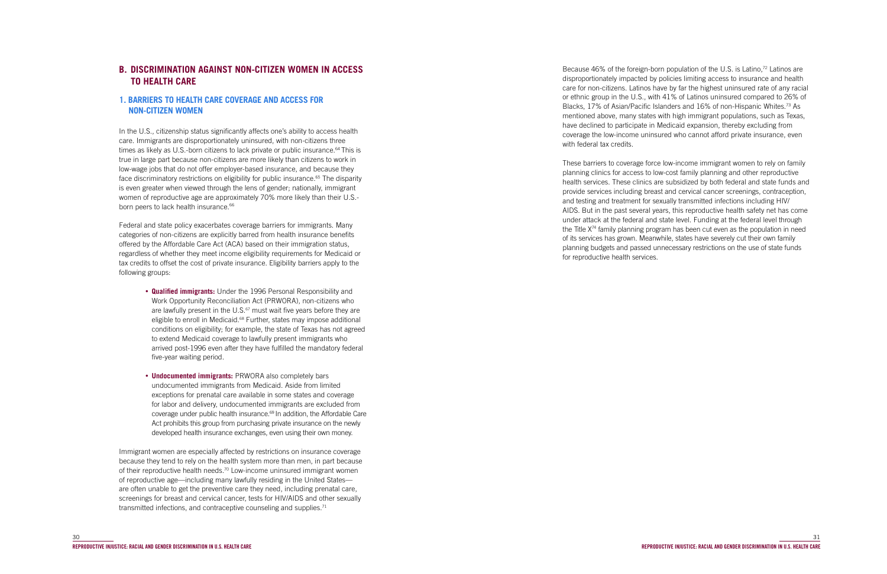## B. DISCRIMINATION AGAINST NON-CITIZEN WOMEN IN ACCESS TO HEALTH CARE

### 1. BARRIERS TO HEALTH CARE COVERAGE AND ACCESS FOR NON-CITIZEN WOMEN

In the U.S., citizenship status significantly affects one's ability to access health care. Immigrants are disproportionately uninsured, with non-citizens three times as likely as U.S.-born citizens to lack private or public insurance.[64] This is true in large part because non-citizens are more likely than citizens to work in low-wage jobs that do not offer employer-based insurance, and because they face discriminatory restrictions on eligibility for public insurance.[65] The disparity is even greater when viewed through the lens of gender; nationally, immigrant women of reproductive age are approximately 70% more likely than their U.S.-born peers to lack health insurance.[66]

Federal and state policy exacerbates coverage barriers for immigrants. Many categories of non-citizens are explicitly barred from health insurance benefits offered by the Affordable Care Act (ACA) based on their immigration status, regardless of whether they meet income eligibility requirements for Medicaid or tax credits to offset the cost of private insurance. Eligibility barriers apply to the following groups:

- **Qualified immigrants:** Under the 1996 Personal Responsibility and Work Opportunity Reconciliation Act (PRWORA), non-citizens who are lawfully present in the U.S.[67] must wait five years before they are eligible to enroll in Medicaid.[68] Further, states may impose additional conditions on eligibility; for example, the state of Texas has not agreed to extend Medicaid coverage to lawfully present immigrants who arrived post-1996 even after they have fulfilled the mandatory federal five-year waiting period.
- **Undocumented immigrants:** PRWORA also completely bars undocumented immigrants from Medicaid. Aside from limited exceptions for prenatal care available in some states and coverage for labor and delivery, undocumented immigrants are excluded from coverage under public health insurance.[69] In addition, the Affordable Care Act prohibits this group from purchasing private insurance on the newly developed health insurance exchanges, even using their own money.

Immigrant women are especially affected by restrictions on insurance coverage because they tend to rely on the health system more than men, in part because of their reproductive health needs.[70] Low-income uninsured immigrant women of reproductive age—including many lawfully residing in the United States—are often unable to get the preventive care they need, including prenatal care, screenings for breast and cervical cancer, tests for HIV/AIDS and other sexually transmitted infections, and contraceptive counseling and supplies.[71]

Because 46% of the foreign-born population of the U.S. is Latino,[72] Latinos are disproportionately impacted by policies limiting access to insurance and health care for non-citizens. Latinos have by far the highest uninsured rate of any racial or ethnic group in the U.S., with 41% of Latinos uninsured compared to 26% of Blacks, 17% of Asian/Pacific Islanders and 16% of non-Hispanic Whites.[73] As mentioned above, many states with high immigrant populations, such as Texas, have declined to participate in Medicaid expansion, thereby excluding from coverage the low-income uninsured who cannot afford private insurance, even with federal tax credits.

These barriers to coverage force low-income immigrant women to rely on family planning clinics for access to low-cost family planning and other reproductive health services. These clinics are subsidized by both federal and state funds and provide services including breast and cervical cancer screenings, contraception, and testing and treatment for sexually transmitted infections including HIV/AIDS. But in the past several years, this reproductive health safety net has come under attack at the federal and state level. Funding at the federal level through the Title X[74] family planning program has been cut even as the population in need of its services has grown. Meanwhile, states have severely cut their own family planning budgets and passed unnecessary restrictions on the use of state funds for reproductive health services.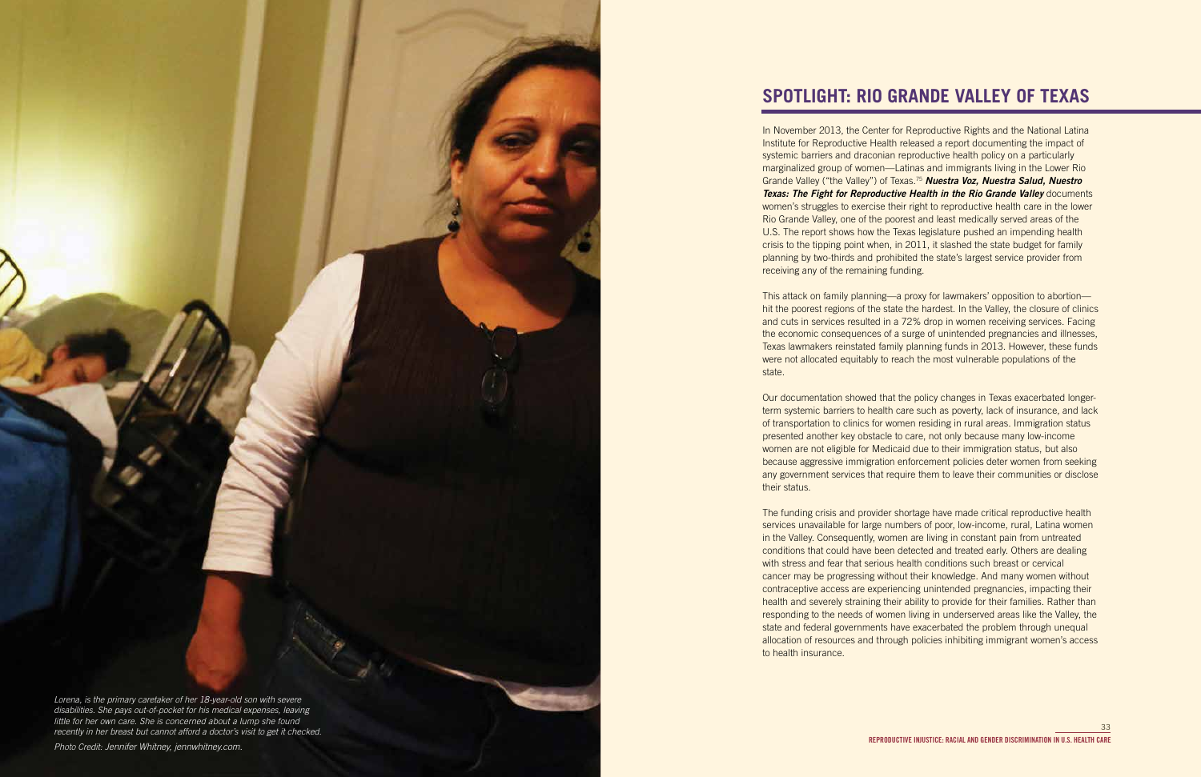## SPOTLIGHT: RIO GRANDE VALLEY OF TEXAS

In November 2013, the Center for Reproductive Rights and the National Latina Institute for Reproductive Health released a report documenting the impact of systemic barriers and draconian reproductive health policy on a particularly marginalized group of women—Latinas and immigrants living in the Lower Rio Grande Valley ("the Valley") of Texas.[75] ***Nuestra Voz, Nuestra Salud, Nuestro Texas: The Fight for Reproductive Health in the Rio Grande Valley*** documents women's struggles to exercise their right to reproductive health care in the lower Rio Grande Valley, one of the poorest and least medically served areas of the U.S. The report shows how the Texas legislature pushed an impending health crisis to the tipping point when, in 2011, it slashed the state budget for family planning by two-thirds and prohibited the state's largest service provider from receiving any of the remaining funding.

This attack on family planning—a proxy for lawmakers' opposition to abortion—hit the poorest regions of the state the hardest. In the Valley, the closure of clinics and cuts in services resulted in a 72% drop in women receiving services. Facing the economic consequences of a surge of unintended pregnancies and illnesses, Texas lawmakers reinstated family planning funds in 2013. However, these funds were not allocated equitably to reach the most vulnerable populations of the state.

Our documentation showed that the policy changes in Texas exacerbated longer-term systemic barriers to health care such as poverty, lack of insurance, and lack of transportation to clinics for women residing in rural areas. Immigration status presented another key obstacle to care, not only because many low-income women are not eligible for Medicaid due to their immigration status, but also because aggressive immigration enforcement policies deter women from seeking any government services that require them to leave their communities or disclose their status.

The funding crisis and provider shortage have made critical reproductive health services unavailable for large numbers of poor, low-income, rural, Latina women in the Valley. Consequently, women are living in constant pain from untreated conditions that could have been detected and treated early. Others are dealing with stress and fear that serious health conditions such breast or cervical cancer may be progressing without their knowledge. And many women without contraceptive access are experiencing unintended pregnancies, impacting their health and severely straining their ability to provide for their families. Rather than responding to the needs of women living in underserved areas like the Valley, the state and federal governments have exacerbated the problem through unequal allocation of resources and through policies inhibiting immigrant women's access to health insurance.

*Lorena, is the primary caretaker of her 18-year-old son with severe disabilities. She pays out-of-pocket for his medical expenses, leaving little for her own care. She is concerned about a lump she found recently in her breast but cannot afford a doctor's visit to get it checked.*

*Photo Credit: Jennifer Whitney, jennwhitney.com.*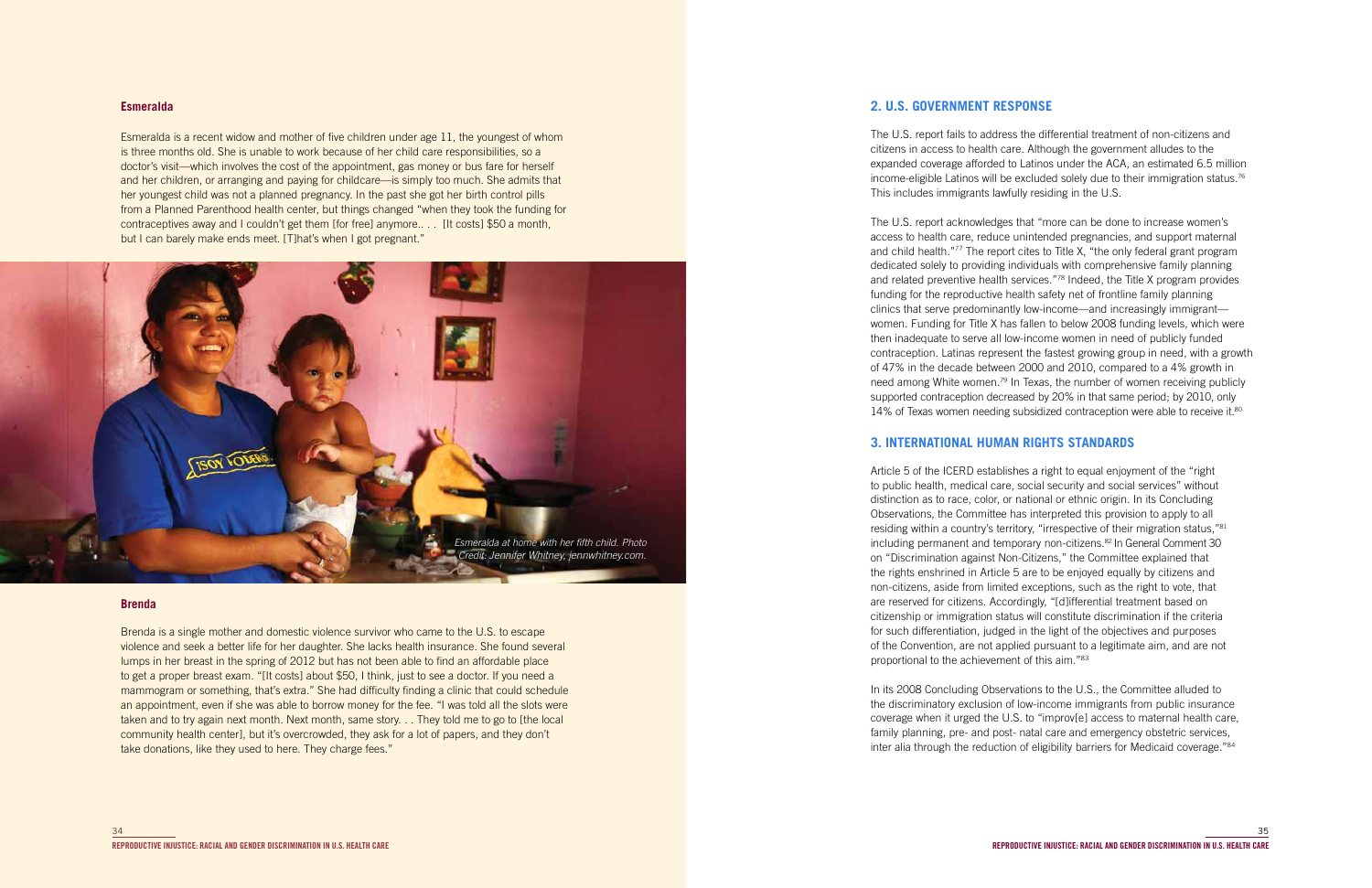### Esmeralda

Esmeralda is a recent widow and mother of five children under age 11, the youngest of whom is three months old. She is unable to work because of her child care responsibilities, so a doctor's visit—which involves the cost of the appointment, gas money or bus fare for herself and her children, or arranging and paying for childcare—is simply too much. She admits that her youngest child was not a planned pregnancy. In the past she got her birth control pills from a Planned Parenthood health center, but things changed "when they took the funding for contraceptives away and I couldn't get them [for free] anymore.. . . [It costs] $50 a month, but I can barely make ends meet. [T]hat's when I got pregnant."

*Esmeralda at home with her fifth child. Photo Credit: Jennifer Whitney, jennwhitney.com.*

### Brenda

Brenda is a single mother and domestic violence survivor who came to the U.S. to escape violence and seek a better life for her daughter. She lacks health insurance. She found several lumps in her breast in the spring of 2012 but has not been able to find an affordable place to get a proper breast exam. "[It costs] about $50, I think, just to see a doctor. If you need a mammogram or something, that's extra." She had difficulty finding a clinic that could schedule an appointment, even if she was able to borrow money for the fee. "I was told all the slots were taken and to try again next month. Next month, same story. . . They told me to go to [the local community health center], but it's overcrowded, they ask for a lot of papers, and they don't take donations, like they used to here. They charge fees."

## 2. U.S. GOVERNMENT RESPONSE

The U.S. report fails to address the differential treatment of non-citizens and citizens in access to health care. Although the government alludes to the expanded coverage afforded to Latinos under the ACA, an estimated 6.5 million income-eligible Latinos will be excluded solely due to their immigration status.[76] This includes immigrants lawfully residing in the U.S.

The U.S. report acknowledges that "more can be done to increase women's access to health care, reduce unintended pregnancies, and support maternal and child health."[77] The report cites to Title X, "the only federal grant program dedicated solely to providing individuals with comprehensive family planning and related preventive health services."[78] Indeed, the Title X program provides funding for the reproductive health safety net of frontline family planning clinics that serve predominantly low-income—and increasingly immigrant—women. Funding for Title X has fallen to below 2008 funding levels, which were then inadequate to serve all low-income women in need of publicly funded contraception. Latinas represent the fastest growing group in need, with a growth of 47% in the decade between 2000 and 2010, compared to a 4% growth in need among White women.[79] In Texas, the number of women receiving publicly supported contraception decreased by 20% in that same period; by 2010, only 14% of Texas women needing subsidized contraception were able to receive it.[80]

## 3. INTERNATIONAL HUMAN RIGHTS STANDARDS

Article 5 of the ICERD establishes a right to equal enjoyment of the "right to public health, medical care, social security and social services" without distinction as to race, color, or national or ethnic origin. In its Concluding Observations, the Committee has interpreted this provision to apply to all residing within a country's territory, "irrespective of their migration status,"[81] including permanent and temporary non-citizens.[82] In General Comment 30 on "Discrimination against Non-Citizens," the Committee explained that the rights enshrined in Article 5 are to be enjoyed equally by citizens and non-citizens, aside from limited exceptions, such as the right to vote, that are reserved for citizens. Accordingly, "[d]ifferential treatment based on citizenship or immigration status will constitute discrimination if the criteria for such differentiation, judged in the light of the objectives and purposes of the Convention, are not applied pursuant to a legitimate aim, and are not proportional to the achievement of this aim."[83]

In its 2008 Concluding Observations to the U.S., the Committee alluded to the discriminatory exclusion of low-income immigrants from public insurance coverage when it urged the U.S. to "improv[e] access to maternal health care, family planning, pre- and post- natal care and emergency obstetric services, inter alia through the reduction of eligibility barriers for Medicaid coverage."[84]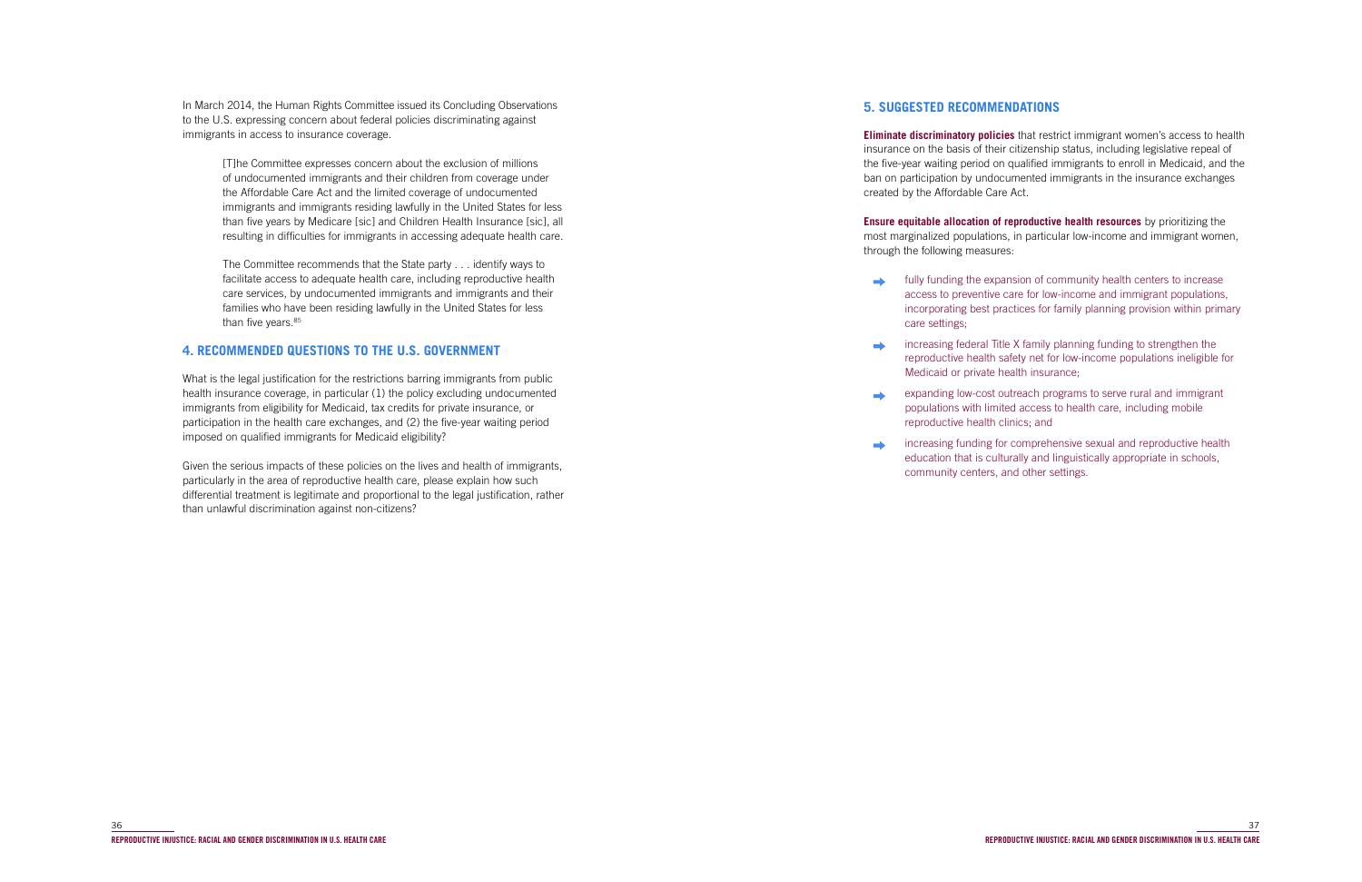In March 2014, the Human Rights Committee issued its Concluding Observations to the U.S. expressing concern about federal policies discriminating against immigrants in access to insurance coverage.

> [T]he Committee expresses concern about the exclusion of millions of undocumented immigrants and their children from coverage under the Affordable Care Act and the limited coverage of undocumented immigrants and immigrants residing lawfully in the United States for less than five years by Medicare [sic] and Children Health Insurance [sic], all resulting in difficulties for immigrants in accessing adequate health care.
>
> The Committee recommends that the State party . . . identify ways to facilitate access to adequate health care, including reproductive health care services, by undocumented immigrants and immigrants and their families who have been residing lawfully in the United States for less than five years.[85]

## 4. RECOMMENDED QUESTIONS TO THE U.S. GOVERNMENT

What is the legal justification for the restrictions barring immigrants from public health insurance coverage, in particular (1) the policy excluding undocumented immigrants from eligibility for Medicaid, tax credits for private insurance, or participation in the health care exchanges, and (2) the five-year waiting period imposed on qualified immigrants for Medicaid eligibility?

Given the serious impacts of these policies on the lives and health of immigrants, particularly in the area of reproductive health care, please explain how such differential treatment is legitimate and proportional to the legal justification, rather than unlawful discrimination against non-citizens?

## 5. SUGGESTED RECOMMENDATIONS

**Eliminate discriminatory policies** that restrict immigrant women's access to health insurance on the basis of their citizenship status, including legislative repeal of the five-year waiting period on qualified immigrants to enroll in Medicaid, and the ban on participation by undocumented immigrants in the insurance exchanges created by the Affordable Care Act.

**Ensure equitable allocation of reproductive health resources** by prioritizing the most marginalized populations, in particular low-income and immigrant women, through the following measures:

- fully funding the expansion of community health centers to increase access to preventive care for low-income and immigrant populations, incorporating best practices for family planning provision within primary care settings;
- increasing federal Title X family planning funding to strengthen the reproductive health safety net for low-income populations ineligible for Medicaid or private health insurance;
- expanding low-cost outreach programs to serve rural and immigrant populations with limited access to health care, including mobile reproductive health clinics; and
- increasing funding for comprehensive sexual and reproductive health education that is culturally and linguistically appropriate in schools, community centers, and other settings.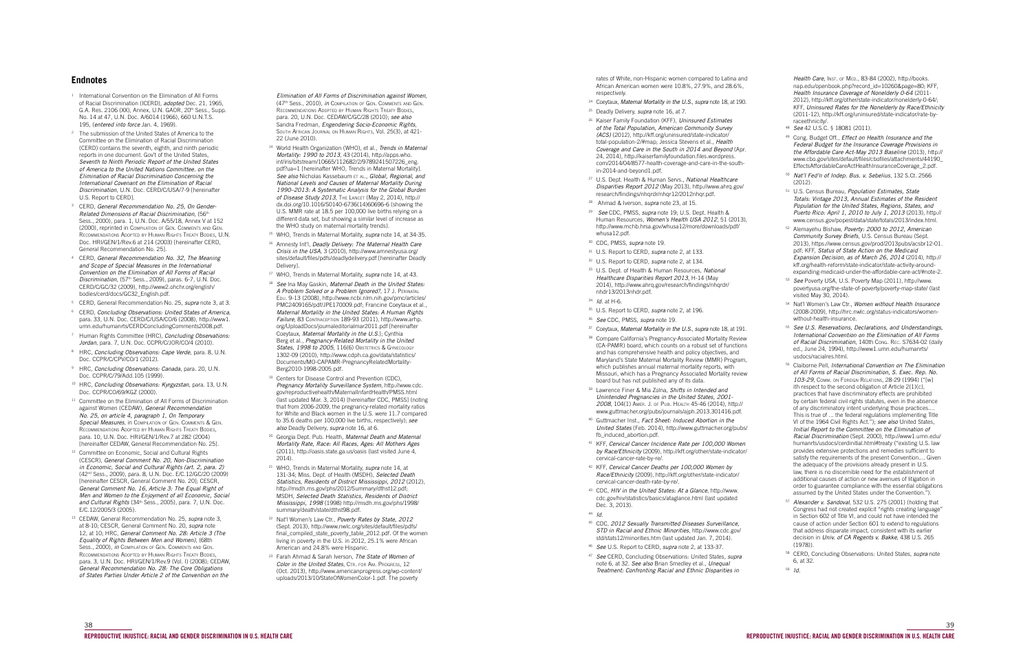## Endnotes

1. International Convention on the Elimination of All Forms of Racial Discrimination (ICERD), *adopted* Dec. 21, 1965, G.A. Res. 2106 (XX), Annex, U.N. GAOR, 20th Sess., Supp. No. 14 at 47, U.N. Doc. A/6014 (1966), 660 U.N.T.S. 195, (*entered into force* Jan. 4, 1969).
2. The submission of the United States of America to the Committee on the Elimination of Racial Discrimination (CERD) contains the seventh, eighth, and ninth periodic reports in one document. Gov't of the United States, *Seventh to Ninth Periodic Report of the United States of America to the United Nations Committee. on the Elimination of Racial Discrimination Concerning the International Covenant on the Elimination of Racial Discrimination*, U.N. Doc. CERD/C/USA/7-9 [hereinafter U.S. Report to CERD].
3. CERD, *General Recommendation No. 25, On Gender-Related Dimensions of Racial Discrimination*, (56th Sess., 2000), para. 1, U.N. Doc. A/55/18, Annex V at 152 (2000), reprinted in COMPILATION OF GEN. COMMENTS AND GEN. RECOMMENDATIONS ADOPTED BY HUMAN RIGHTS TREATY BODIES, U.N. Doc. HRI/GEN/1/Rev.6 at 214 (2003) [hereinafter CERD, General Recommendation No. 25].
4. CERD, *General Recommendation No. 32, The Meaning and Scope of Special Measures in the International Convention on the Elimination of All Forms of Racial Discrimination*, (57th Sess., 2009), paras. 6-7, U.N. Doc. CERD/C/GC/32 (2009), http://www2.ohchr.org/english/bodies/cerd/docs/GC32_English.pdf.
5. CERD, General Recommendation No. 25, *supra* note 3, at 3.
6. CERD, *Concluding Observations: United States of America*, para. 33, U.N. Doc. CERD/C/USA/CO/6 (2008), http://www1.umn.edu/humanrts/CERDConcludingComments2008.pdf.
7. Human Rights Committee (HRC), *Concluding Observations: Jordan*, para. 7, U.N. Doc. CCPR/C/JOR/CO/4 (2010).
8. HRC, *Concluding Observations: Cape Verde*, para. 8, U.N. Doc. CCPR/C/CPV/CO/1 (2012).
9. HRC, *Concluding Observations: Canada*, para. 20, U.N. Doc. CCPR/C/79/Add.105 (1999).
10. HRC, *Concluding Observations: Kyrgyzstan*, para. 13, U.N. Doc. CCPR/CO/69/KGZ (2000).
11. Committee on the Elimination of All Forms of Discrimination against Women (CEDAW), *General Recommendation No. 25, on article 4, paragraph 1, On Temporary Special Measures*, in COMPILATION OF GEN. COMMENTS & GEN. RECOMMENDATIONS ADOPTED BY HUMAN RIGHTS TREATY BODIES, para. 10, U.N. Doc. HRI/GEN/1/Rev.7 at 282 (2004) [hereinafter CEDAW, General Recommendation No. 25].
12. Committee on Economic, Social and Cultural Rights (CESCR), *General Comment No. 20, Non-Discrimination in Economic, Social and Cultural Rights (art. 2, para. 2)* (42nd Sess., 2009), para. 8, U.N. Doc. E/C.12/GC/20 (2009) [hereinafter CESCR, General Comment No. 20]; CESCR, *General Comment No. 16, Article 3: The Equal Right of Men and Women to the Enjoyment of all Economic, Social and Cultural Rights* (34th Sess., 2005), para. 7, U.N. Doc. E/C.12/2005/3 (2005).
13. CEDAW, General Recommendation No. 25, *supra* note 3, at 8-10; CESCR, General Comment No. 20, *supra* note 12, at 10; HRC, *General Comment No. 28: Article 3 (The Equality of Rights Between Men and Women)*, (68th Sess., 2000), *in* COMPILATION OF GEN. COMMENTS AND GEN. RECOMMENDATIONS ADOPTED BY HUMAN RIGHTS TREATY BODIES, para. 3, U.N. Doc. HRI/GEN/1/Rev.9 (Vol. I) (2008); CEDAW, *General Recommendation No. 28: The Core Obligations of States Parties Under Article 2 of the Convention on the Elimination of All Forms of Discrimination against Women*, (47th Sess., 2010), *in* COMPILATION OF GEN. COMMENTS AND GEN. RECOMMENDATIONS ADOPTED BY HUMAN RIGHTS TREATY BODIES, para. 20, U.N. Doc. CEDAW/C/GC/28 (2010); *see also* Sandra Fredman, *Engendering Socio-Economic Rights*, SOUTH AFRICAN JOURNAL ON HUMAN RIGHTS, Vol. 25(3), at 421-22 (June 2010).
14. World Health Organization (WHO), et al., *Trends in Maternal Mortality: 1990 to 2013*, 43 (2014), http://apps.who.int/iris/bitstream/10665/112682/2/9789241507226_eng.pdf?ua=1 [hereinafter WHO, Trends in Maternal Mortality]. *See also* Nicholas Kassebaum ET AL., *Global, Regional, and National Levels and Causes of Maternal Mortality During 1990–2013: A Systematic Analysis for the Global Burden of Disease Study 2013*, THE LANCET (May 2, 2014), http://dx.doi.org/10.1016/S0140-6736(14)60696-6 (showing the U.S. MMR rate at 18.5 per 100,000 live births relying on a different data set, but showing a similar level of increase as the WHO study on maternal mortality trends).
15. WHO, Trends in Maternal Mortality, *supra* note 14, at 34-35.
16. Amnesty Int'l, *Deadly Delivery: The Maternal Health Care Crisis in the USA*, 3 (2010), http://www.amnestyusa.org/sites/default/files/pdfs/deadlydelivery.pdf [hereinafter Deadly Delivery].
17. WHO, Trends in Maternal Mortality, *supra* note 14, at 43.
18. *See* Ina May Gaskin, *Maternal Death in the United States: A Problem Solved or a Problem Ignored?*, 17 J. PERINATAL EDU. 9-13 (2008), http://www.ncbi.nlm.nih.gov/pmc/articles/PMC2409165/pdf/JPE170009.pdf; Francine Coeytaux et al., *Maternal Mortality in the United States: A Human Rights Failure*, 83 CONTRACEPTION 189-93 (2011), http://www.arhp.org/UploadDocs/journaleditorialmar2011.pdf [hereinafter Coeytaux, *Maternal Mortality in the U.S.*]; Cynthia Berg et al., *Pregnancy-Related Mortality in the United States, 1998 to 2005*, 116(6) OBSTETRICS & GYNECOLOGY 1302-09 (2010), http://www.cdph.ca.gov/data/statistics/Documents/MO-CAPAMR-PregnancyRelatedMortality-Berg2010-1998-2005.pdf.
19. Centers for Disease Control and Prevention (CDC), *Pregnancy Mortality Surveillance System*, http://www.cdc.gov/reproductivehealth/MaternalInfantHealth/PMSS.html (last updated Mar. 3, 2014) [hereinafter CDC, PMSS] (noting that from 2006-2009, the pregnancy-related mortality ratios for White and Black women in the U.S. were 11.7 compared to 35.6 deaths per 100,000 live births, respectively); *see also* Deadly Delivery, *supra* note 16, at 6.
20. Georgia Dept. Pub. Health, *Maternal Death and Maternal Mortality Rate, Race: All Races, Ages: All Mothers Ages* (2011), http://oasis.state.ga.us/oasis (last visited June 4, 2014).
21. WHO, Trends in Maternal Mortality, *supra* note 14, at 131-34; Miss. Dept. of Health (MSDH), *Selected Death Statistics, Residents of District Mississippi, 2012* (2012), http://msdh.ms.gov/phs/2012/Summary/dthst12.pdf; MSDH, *Selected Death Statistics, Residents of District Mississippi, 1998* (1998) http://msdh.ms.gov/phs/1998/summary/death/state/dthst98.pdf.
22. Nat'l Women's Law Ctr., *Poverty Rates by State, 2012* (Sept. 2013), http://www.nwlc.org/sites/default/files/pdfs/final_compiled_state_poverty_table_2012.pdf. Of the women living in poverty in the U.S. in 2012, 25.1% were African American and 24.8% were Hispanic.
23. Farah Ahmad & Sarah Iverson, *The State of Women of Color in the United States*, CTR. FOR AM. PROGRESS, 12 (Oct. 2013), http://www.americanprogress.org/wp-content/uploads/2013/10/StateOfWomenColor-1.pdf. The poverty rates of White, non-Hispanic women compared to Latina and African American women were 10.8%, 27.9%, and 28.6%, respectively.
24. Coeytaux, *Maternal Mortality in the U.S.*, *supra* note 18, at 190.
25. Deadly Delivery, *supra* note 16, at 7.
26. Kaiser Family Foundation (KFF), *Uninsured Estimates of the Total Population, American Community Survey (ACS)* (2012), http://kff.org/uninsured/state-indicator/total-population-2/#map; Jessica Stevens et al., *Health Coverage and Care in the South in 2014 and Beyond* (Apr. 24, 2014), http://kaiserfamilyfoundation.files.wordpress.com/2014/04/8577-health-coverage-and-care-in-the-south-in-2014-and-beyond1.pdf.
27. U.S. Dept. Health & Human Servs., *National Healthcare Disparities Report 2012* (May 2013), http://www.ahrq.gov/research/findings/nhqrdr/nhqr12/2012nhqr.pdf.
28. Ahmad & Iverson, *supra* note 23, at 15.
29. *See* CDC, PMSS, *supra* note 19; U.S. Dept. Health & Human Resources, *Women's Health USA 2012*, 51 (2013), http://www.mchb.hrsa.gov/whusa12/more/downloads/pdf/whusa12.pdf.
30. CDC, PMSS, *supra* note 19.
31. U.S. Report to CERD, *supra* note 2, at 133.
32. U.S. Report to CERD, *supra* note 2, at 134.
33. U.S. Dept. of Health & Human Resources, *National Healthcare Disparities Report 2013*, H-14 (May 2014), http://www.ahrq.gov/research/findings/nhqrdr/nhdr13/2013nhdr.pdf.
34. *Id.* at H-6.
35. U.S. Report to CERD, *supra* note 2, at 196.
36. *See* CDC, PMSS, *supra* note 19.
37. Coeytaux, *Maternal Mortality in the U.S.*, *supra* note 18, at 191.
38. Compare California's Pregnancy-Associated Mortality Review (CA-PAMR) board, which counts on a robust set of functions and has comprehensive health and policy objectives, and Maryland's State Maternal Mortality Review (MMR) Program, which publishes annual maternal mortality reports, with Missouri, which has a Pregnancy Associated Mortality review board but has not published any of its data.
39. Lawrence Finer & Mia Zolna, *Shifts in Intended and Unintended Pregnancies in the United States, 2001-2008*, 104(1) AMER. J. OF PUB. HEALTH 45-46 (2014), http://www.guttmacher.org/pubs/journals/ajph.2013.301416.pdf.
40. Guttmacher Inst., *Fact Sheet: Induced Abortion in the United States* (Feb. 2014), http://www.guttmacher.org/pubs/fb_induced_abortion.pdf.
41. KFF, *Cervical Cancer Incidence Rate per 100,000 Women by Race/Ethnicity* (2009), http://kff.org/other/state-indicator/cervical-cancer-rate-by-re/.
42. KFF, *Cervical Cancer Deaths per 100,000 Women by Race/Ethnicity* (2009), http://kff.org/other/state-indicator/cervical-cancer-death-rate-by-re/.
43. CDC, *HIV in the United States: At a Glance*, http://www.cdc.gov/hiv/statistics/basics/ataglance.html (last updated Dec. 3, 2013).
44. *Id.*
45. CDC, *2012 Sexually Transmitted Diseases Surveillance, STD in Racial and Ethnic Minorities*, http://www.cdc.gov/std/stats12/minorities.htm (last updated Jan. 7, 2014).
46. *See* U.S. Report to CERD, *supra* note 2, at 133-37.
47. *See* CERD, Concluding Observations: United States, *supra* note 6, at 32. *See also* Brian Smedley et al., *Unequal Treatment: Confronting Racial and Ethnic Disparities in Health Care*, INST. OF MED., 83-84 (2002), http://books.nap.edu/openbook.php?record_id=10260&page=80; KFF, *Health Insurance Coverage of Nonelderly 0-64* (2011-2012), http://kff.org/other/state-indicator/nonelderly-0-64/; KFF, *Uninsured Rates for the Nonelderly by Race/Ethnicity* (2011-12), http://kff.org/uninsured/state-indicator/rate-by-raceethnicity/.
48. *See* 42 U.S.C. § 18081 (2011).
49. Cong. Budget Off., *Effect on Health Insurance and the Federal Budget for the Insurance Coverage Provisions in the Affordable Care Act-May 2013 Baseline* (2013), http://www.cbo.gov/sites/default/files/cbofiles/attachments/44190_EffectsAffordableCareActHealthInsuranceCoverage_2.pdf.
50. *Nat'l Fed'n of Indep. Bus. v. Sebelius*, 132 S.Ct. 2566 (2012).
51. U.S. Census Bureau, *Population Estimates, State Totals: Vintage 2013, Annual Estimates of the Resident Population for the United States, Regions, States, and Puerto Rico: April 1, 2010 to July 1, 2013* (2013), http://www.census.gov/popest/data/state/totals/2013/index.html.
52. Alemayehu Bishaw, *Poverty: 2000 to 2012, American Community Survey Briefs*, U.S. Census Bureau (Sept. 2013), https://www.census.gov/prod/2013pubs/acsbr12-01.pdf; KFF, *Status of State Action on the Medicaid Expansion Decision, as of March 26, 2014* (2014), http://kff.org/health-reform/state-indicator/state-activity-around-expanding-medicaid-under-the-affordable-care-act/#note-2.
53. *See* Poverty USA, U.S. Poverty Map (2011), http://www.povertyusa.org/the-state-of-poverty/poverty-map-state/ (last visited May 30, 2014).
54. Nat'l Women's Law Ctr., *Women without Health Insurance* (2008-2009), http://hrc.nwlc.org/status-indicators/women-without-health-insurance.
55. *See U.S. Reservations, Declarations, and Understandings, International Convention on the Elimination of All Forms of Racial Discrimination*, 140th CONG. REC. S7634-02 (daily ed., June 24, 1994), http://www1.umn.edu/humanrts/usdocs/racialres.html.
56. Claiborne Pell, *International Convention on The Elimination of All Forms of Racial Discrimination, S. Exec. Rep. No. 103-29*, COMM. ON FOREIGN RELATIONS, 28-29 (1994) ("[w]ith respect to the second obligation of Article 2(1)(c), practices that have discriminatory effects are prohibited by certain federal civil rights statutes, even in the absence of any discriminatory intent underlying those practices.... This is true of ... the federal regulations implementing Title VI of the 1964 Civil Rights Act."); *see also* United States, *Initial Report to the Committee on the Elimination of Racial Discrimination* (Sept. 2000), http://www1.umn.edu/humanrts/usdocs/cerdinitial.html#treaty ("existing U.S. law provides extensive protections and remedies sufficient to satisfy the requirements of the present Convention.... Given the adequacy of the provisions already present in U.S. law, there is no discernible need for the establishment of additional causes of action or new avenues of litigation in order to guarantee compliance with the essential obligations assumed by the United States under the Convention.").
57. *Alexander v. Sandoval*, 532 U.S. 275 (2001) (holding that Congress had not created explicit "rights creating language" in Section 602 of Title VI, and could not have intended the cause of action under Section 601 to extend to regulations that address disparate impact, consistent with its earlier decision in *Univ. of CA Regents v. Bakke*, 438 U.S. 265 (1978)).
58. CERD, Concluding Observations: United States, *supra* note 6, at 32.
59. *Id.*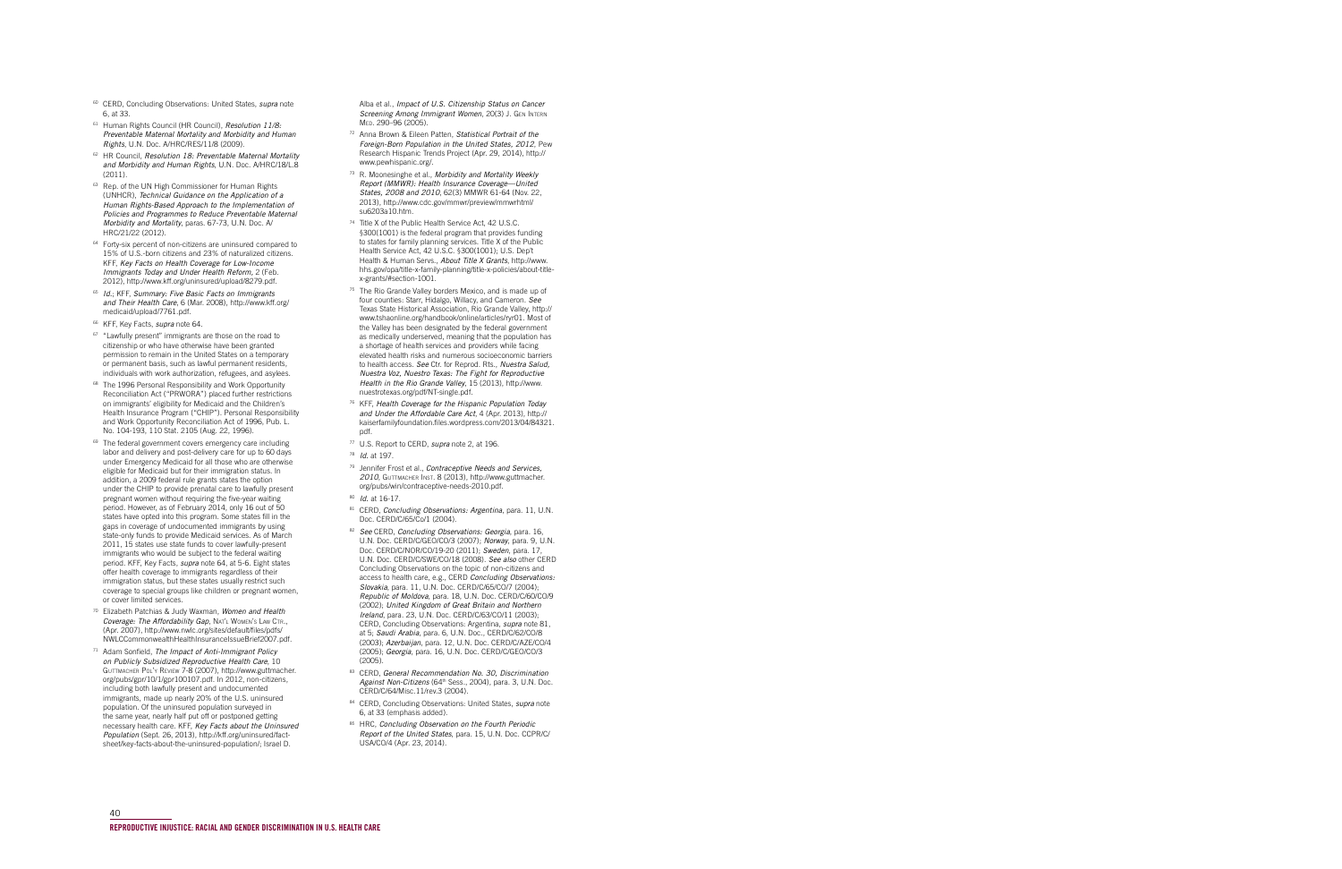[60] CERD, Concluding Observations: United States, *supra* note 6, at 33.

[61] Human Rights Council (HR Council), *Resolution 11/8: Preventable Maternal Mortality and Morbidity and Human Rights*, U.N. Doc. A/HRC/RES/11/8 (2009).

[62] HR Council, *Resolution 18: Preventable Maternal Mortality and Morbidity and Human Rights*, U.N. Doc. A/HRC/18/L.8 (2011).

[63] Rep. of the UN High Commissioner for Human Rights (UNHCR), *Technical Guidance on the Application of a Human Rights-Based Approach to the Implementation of Policies and Programmes to Reduce Preventable Maternal Morbidity and Mortality*, paras. 67-73, U.N. Doc. A/HRC/21/22 (2012).

[64] Forty-six percent of non-citizens are uninsured compared to 15% of U.S.-born citizens and 23% of naturalized citizens. KFF, *Key Facts on Health Coverage for Low-Income Immigrants Today and Under Health Reform*, 2 (Feb. 2012), http://www.kff.org/uninsured/upload/8279.pdf.

[65] *Id.*; KFF, *Summary: Five Basic Facts on Immigrants and Their Health Care*, 6 (Mar. 2008), http://www.kff.org/medicaid/upload/7761.pdf.

[66] KFF, Key Facts, *supra* note 64.

[67] "Lawfully present" immigrants are those on the road to citizenship or who have otherwise have been granted permission to remain in the United States on a temporary or permanent basis, such as lawful permanent residents, individuals with work authorization, refugees, and asylees.

[68] The 1996 Personal Responsibility and Work Opportunity Reconciliation Act ("PRWORA") placed further restrictions on immigrants' eligibility for Medicaid and the Children's Health Insurance Program ("CHIP"). Personal Responsibility and Work Opportunity Reconciliation Act of 1996, Pub. L. No. 104-193, 110 Stat. 2105 (Aug. 22, 1996).

[69] The federal government covers emergency care including labor and delivery and post-delivery care for up to 60 days under Emergency Medicaid for all those who are otherwise eligible for Medicaid but for their immigration status. In addition, a 2009 federal rule grants states the option under the CHIP to provide prenatal care to lawfully present pregnant women without requiring the five-year waiting period. However, as of February 2014, only 16 out of 50 states have opted into this program. Some states fill in the gaps in coverage of undocumented immigrants by using state-only funds to provide Medicaid services. As of March 2011, 15 states use state funds to cover lawfully-present immigrants who would be subject to the federal waiting period. KFF, Key Facts, *supra* note 64, at 5-6. Eight states offer health coverage to immigrants regardless of their immigration status, but these states usually restrict such coverage to special groups like children or pregnant women, or cover limited services.

[70] Elizabeth Patchias & Judy Waxman, *Women and Health Coverage: The Affordability Gap*, Nat'l Women's Law Ctr., (Apr. 2007), http://www.nwlc.org/sites/default/files/pdfs/NWLCCommonwealthHealthInsuranceIssueBrief2007.pdf.

[71] Adam Sonfield, *The Impact of Anti-Immigrant Policy on Publicly Subsidized Reproductive Health Care*, 10 Guttmacher Pol'y Review 7-8 (2007), http://www.guttmacher.org/pubs/gpr/10/1/gpr100107.pdf. In 2012, non-citizens, including both lawfully present and undocumented immigrants, made up nearly 20% of the U.S. uninsured population. Of the uninsured population surveyed in the same year, nearly half put off or postponed getting necessary health care. KFF, *Key Facts about the Uninsured Population* (Sept. 26, 2013), http://kff.org/uninsured/fact-sheet/key-facts-about-the-uninsured-population/; Israel D. Alba et al., *Impact of U.S. Citizenship Status on Cancer Screening Among Immigrant Women*, 20(3) J. Gen Intern Med. 290–96 (2005).

[72] Anna Brown & Eileen Patten, *Statistical Portrait of the Foreign-Born Population in the United States, 2012*, Pew Research Hispanic Trends Project (Apr. 29, 2014), http://www.pewhispanic.org/.

[73] R. Moonesinghe et al., *Morbidity and Mortality Weekly Report (MMWR): Health Insurance Coverage—United States, 2008 and 2010*, 62(3) MMWR 61-64 (Nov. 22, 2013), http://www.cdc.gov/mmwr/preview/mmwrhtml/su6203a10.htm.

[74] Title X of the Public Health Service Act, 42 U.S.C. §300(1001) is the federal program that provides funding to states for family planning services. Title X of the Public Health Service Act, 42 U.S.C. §300(1001); U.S. Dep't Health & Human Servs., *About Title X Grants*, http://www.hhs.gov/opa/title-x-family-planning/title-x-policies/about-title-x-grants/#section-1001.

[75] The Rio Grande Valley borders Mexico, and is made up of four counties: Starr, Hidalgo, Willacy, and Cameron. *See* Texas State Historical Association, Rio Grande Valley, http://www.tshaonline.org/handbook/online/articles/ryr01. Most of the Valley has been designated by the federal government as medically underserved, meaning that the population has a shortage of health services and providers while facing elevated health risks and numerous socioeconomic barriers to health access. *See* Ctr. for Reprod. Rts., *Nuestra Salud, Nuestra Voz, Nuestro Texas: The Fight for Reproductive Health in the Rio Grande Valley*, 15 (2013), http://www.nuestrotexas.org/pdf/NT-single.pdf.

[76] KFF, *Health Coverage for the Hispanic Population Today and Under the Affordable Care Act*, 4 (Apr. 2013), http://kaiserfamilyfoundation.files.wordpress.com/2013/04/84321.pdf.

[77] U.S. Report to CERD, *supra* note 2, at 196.

[78] *Id.* at 197.

[79] Jennifer Frost et al., *Contraceptive Needs and Services, 2010*, Guttmacher Inst. 8 (2013), http://www.guttmacher.org/pubs/win/contraceptive-needs-2010.pdf.

[80] *Id.* at 16-17.

[81] CERD, *Concluding Observations: Argentina*, para. 11, U.N. Doc. CERD/C/65/Co/1 (2004).

[82] *See* CERD, *Concluding Observations: Georgia*, para. 16, U.N. Doc. CERD/C/GEO/CO/3 (2007); *Norway*, para. 9, U.N. Doc. CERD/C/NOR/CO/19-20 (2011); *Sweden*, para. 17, U.N. Doc. CERD/C/SWE/CO/18 (2008). *See also* other CERD Concluding Observations on the topic of non-citizens and access to health care, e.g., CERD *Concluding Observations: Slovakia*, para. 11, U.N. Doc. CERD/C/65/CO/7 (2004); *Republic of Moldova*, para. 18, U.N. Doc. CERD/C/60/CO/9 (2002); *United Kingdom of Great Britain and Northern Ireland*, para. 23, U.N. Doc. CERD/C/63/CO/11 (2003); CERD, Concluding Observations: Argentina, *supra* note 81, at 5; *Saudi Arabia*, para. 6, U.N. Doc., CERD/C/62/CO/8 (2003); *Azerbaijan*, para. 12, U.N. Doc. CERD/C/AZE/CO/4 (2005); *Georgia*, para. 16, U.N. Doc. CERD/C/GEO/CO/3 (2005).

[83] CERD, *General Recommendation No. 30, Discrimination Against Non-Citizens* (64th Sess., 2004), para. 3, U.N. Doc. CERD/C/64/Misc.11/rev.3 (2004).

[84] CERD, Concluding Observations: United States, *supra* note 6, at 33 (emphasis added).

[85] HRC, *Concluding Observation on the Fourth Periodic Report of the United States*, para. 15, U.N. Doc. CCPR/C/USA/CO/4 (Apr. 23, 2014).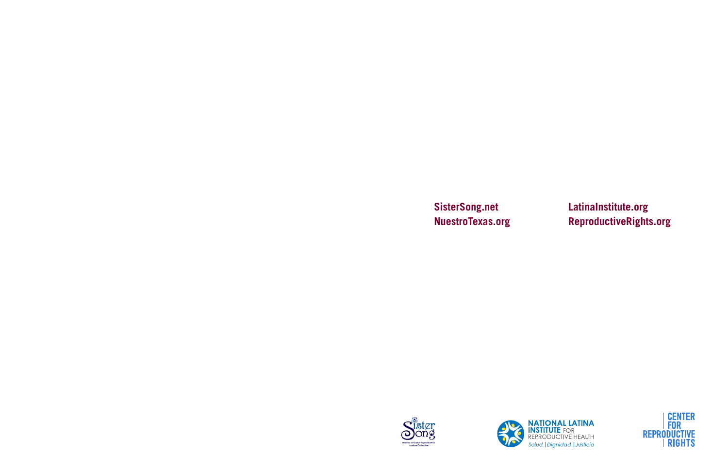**SisterSong.net**
**NuestroTexas.org**

**LatinaInstitute.org**
**ReproductiveRights.org**

SisterSong
Women of Color Reproductive Justice Collective

NATIONAL LATINA INSTITUTE FOR REPRODUCTIVE HEALTH
Salud | Dignidad | Justicia

CENTER FOR REPRODUCTIVE RIGHTS